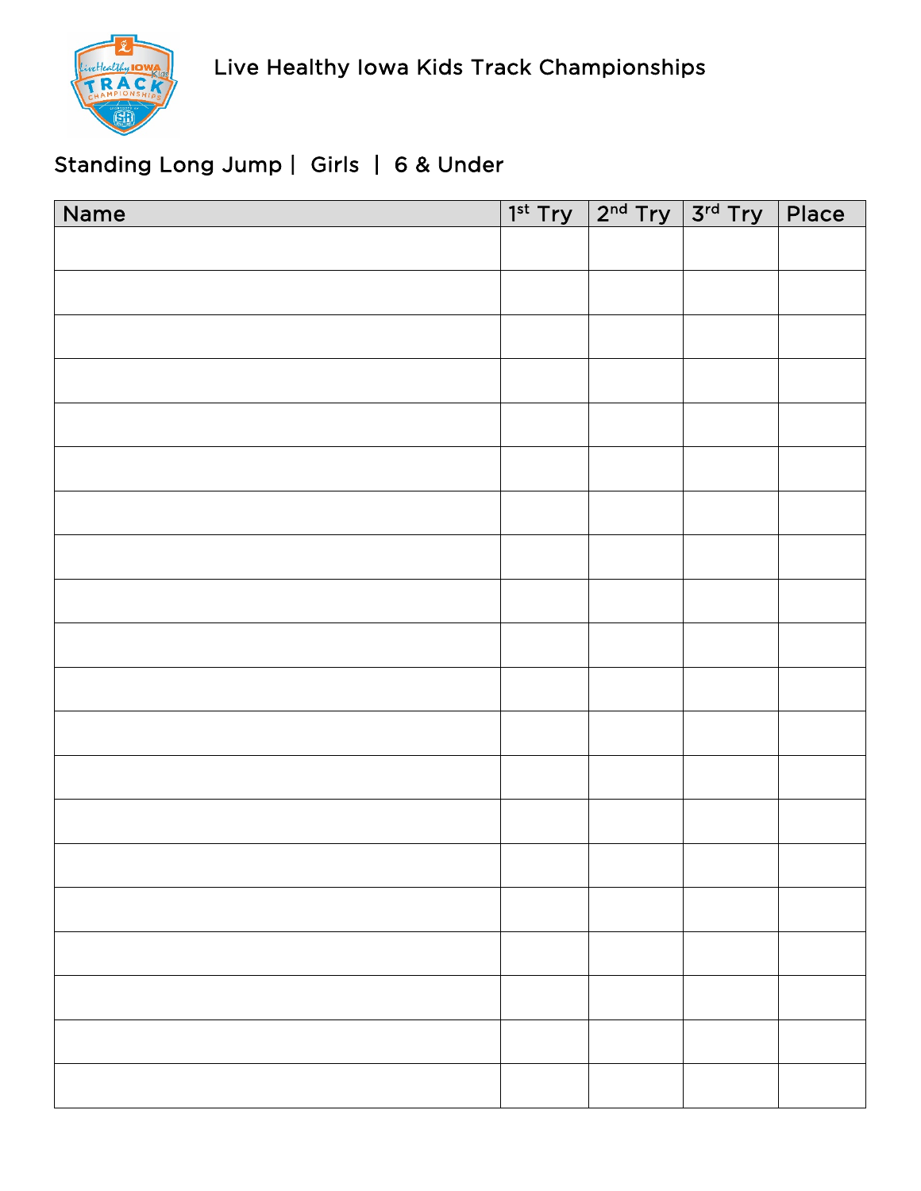# Live Healthy Iowa Kids Track Championships

## Standing Long Jump | Girls | 6 & Under

| Name | 1st Try | 2nd Try | 3rd Try | Place |
|---|---|---|---|---|
| | | | | |
| | | | | |
| | | | | |
| | | | | |
| | | | | |
| | | | | |
| | | | | |
| | | | | |
| | | | | |
| | | | | |
| | | | | |
| | | | | |
| | | | | |
| | | | | |
| | | | | |
| | | | | |
| | | | | |
| | | | | |
| | | | | |
| | | | | |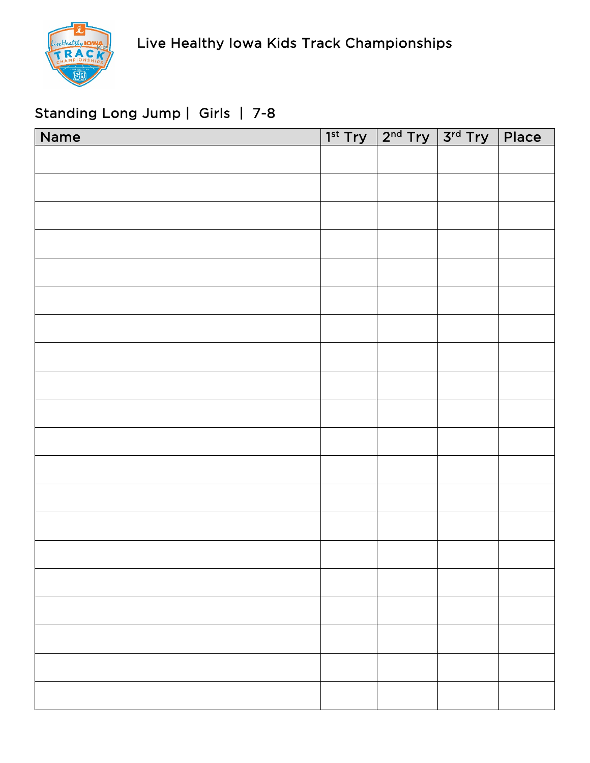Live Healthy Iowa Kids Track Championships

## Standing Long Jump | Girls | 7-8

| Name | 1st Try | 2nd Try | 3rd Try | Place |
|---|---|---|---|---|
| | | | | |
| | | | | |
| | | | | |
| | | | | |
| | | | | |
| | | | | |
| | | | | |
| | | | | |
| | | | | |
| | | | | |
| | | | | |
| | | | | |
| | | | | |
| | | | | |
| | | | | |
| | | | | |
| | | | | |
| | | | | |
| | | | | |
| | | | | |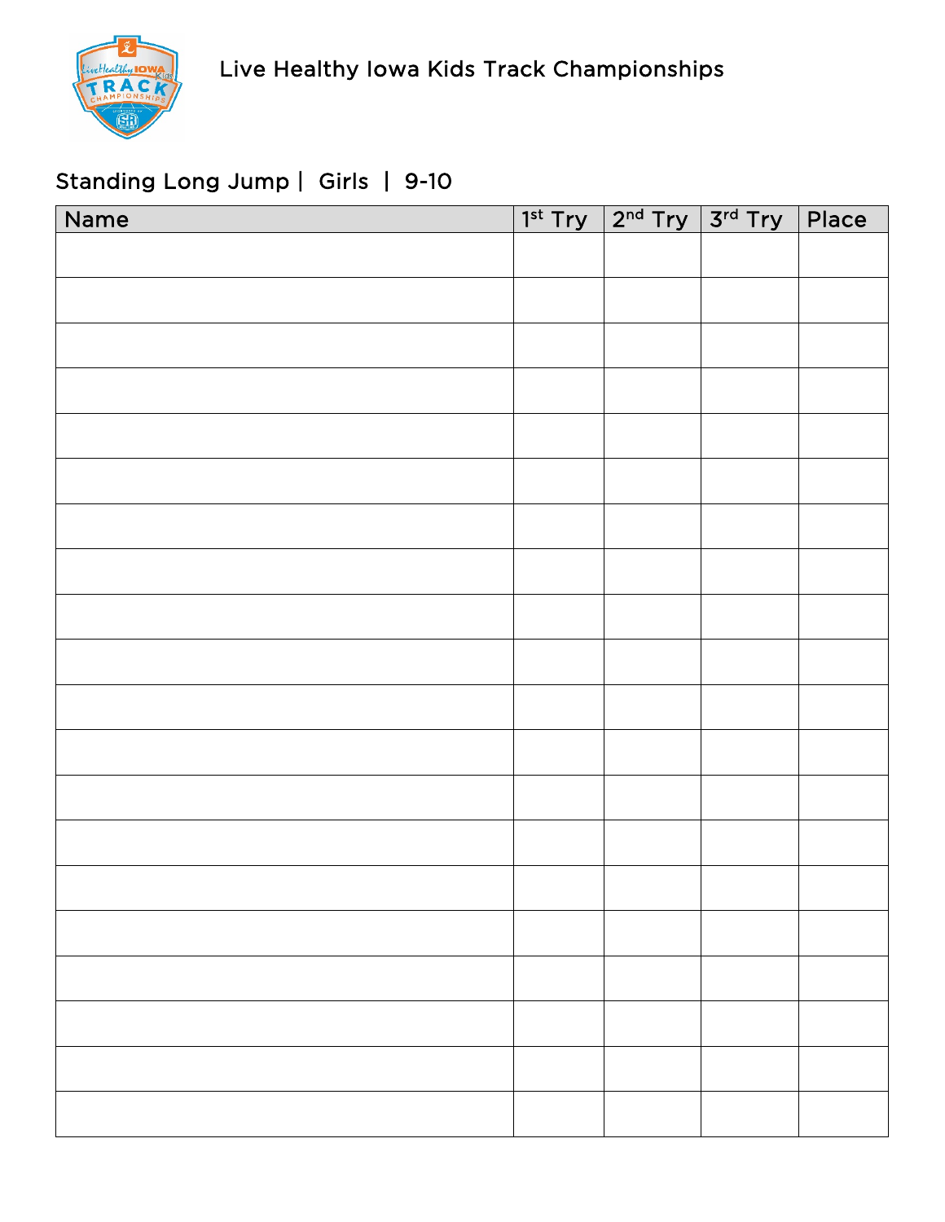Live Healthy Iowa Kids Track Championships

## Standing Long Jump | Girls | 9-10

| Name | 1st Try | 2nd Try | 3rd Try | Place |
|---|---|---|---|---|
| | | | | |
| | | | | |
| | | | | |
| | | | | |
| | | | | |
| | | | | |
| | | | | |
| | | | | |
| | | | | |
| | | | | |
| | | | | |
| | | | | |
| | | | | |
| | | | | |
| | | | | |
| | | | | |
| | | | | |
| | | | | |
| | | | | |
| | | | | |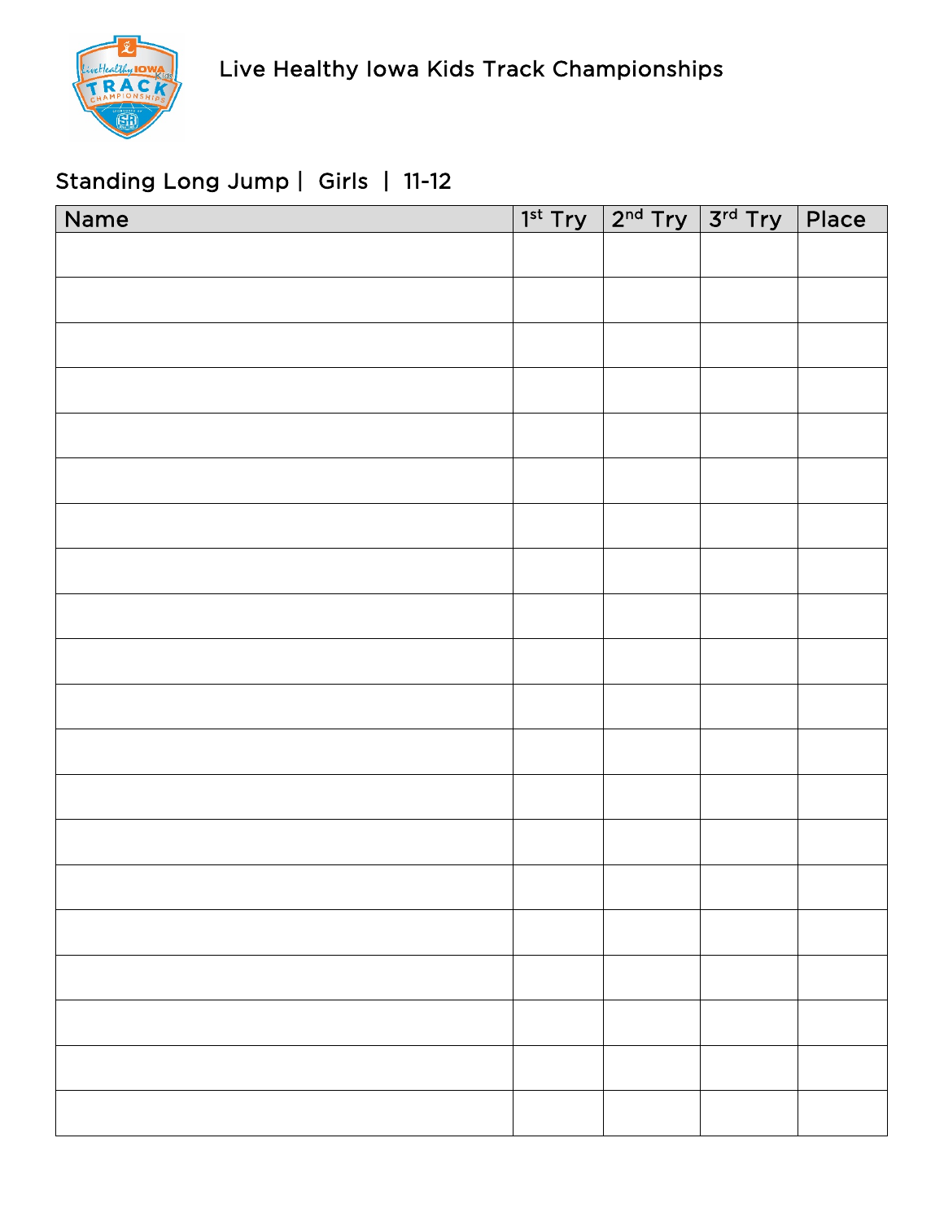Live Healthy Iowa Kids Track Championships

## Standing Long Jump | Girls | 11-12

| Name | 1st Try | 2nd Try | 3rd Try | Place |
|---|---|---|---|---|
| | | | | |
| | | | | |
| | | | | |
| | | | | |
| | | | | |
| | | | | |
| | | | | |
| | | | | |
| | | | | |
| | | | | |
| | | | | |
| | | | | |
| | | | | |
| | | | | |
| | | | | |
| | | | | |
| | | | | |
| | | | | |
| | | | | |
| | | | | |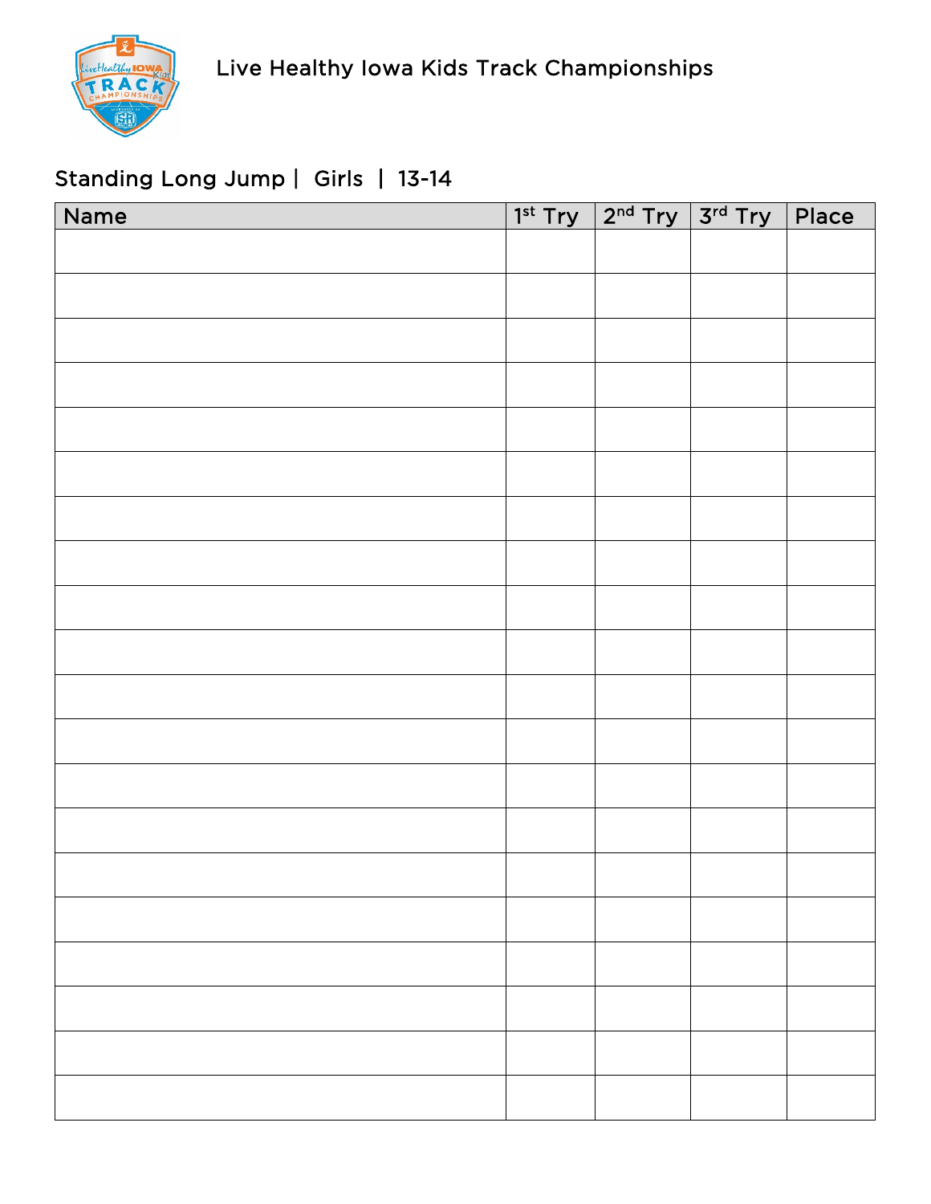Live Healthy Iowa Kids Track Championships

## Standing Long Jump | Girls | 13-14

| Name | 1st Try | 2nd Try | 3rd Try | Place |
|---|---|---|---|---|
| | | | | |
| | | | | |
| | | | | |
| | | | | |
| | | | | |
| | | | | |
| | | | | |
| | | | | |
| | | | | |
| | | | | |
| | | | | |
| | | | | |
| | | | | |
| | | | | |
| | | | | |
| | | | | |
| | | | | |
| | | | | |
| | | | | |
| | | | | |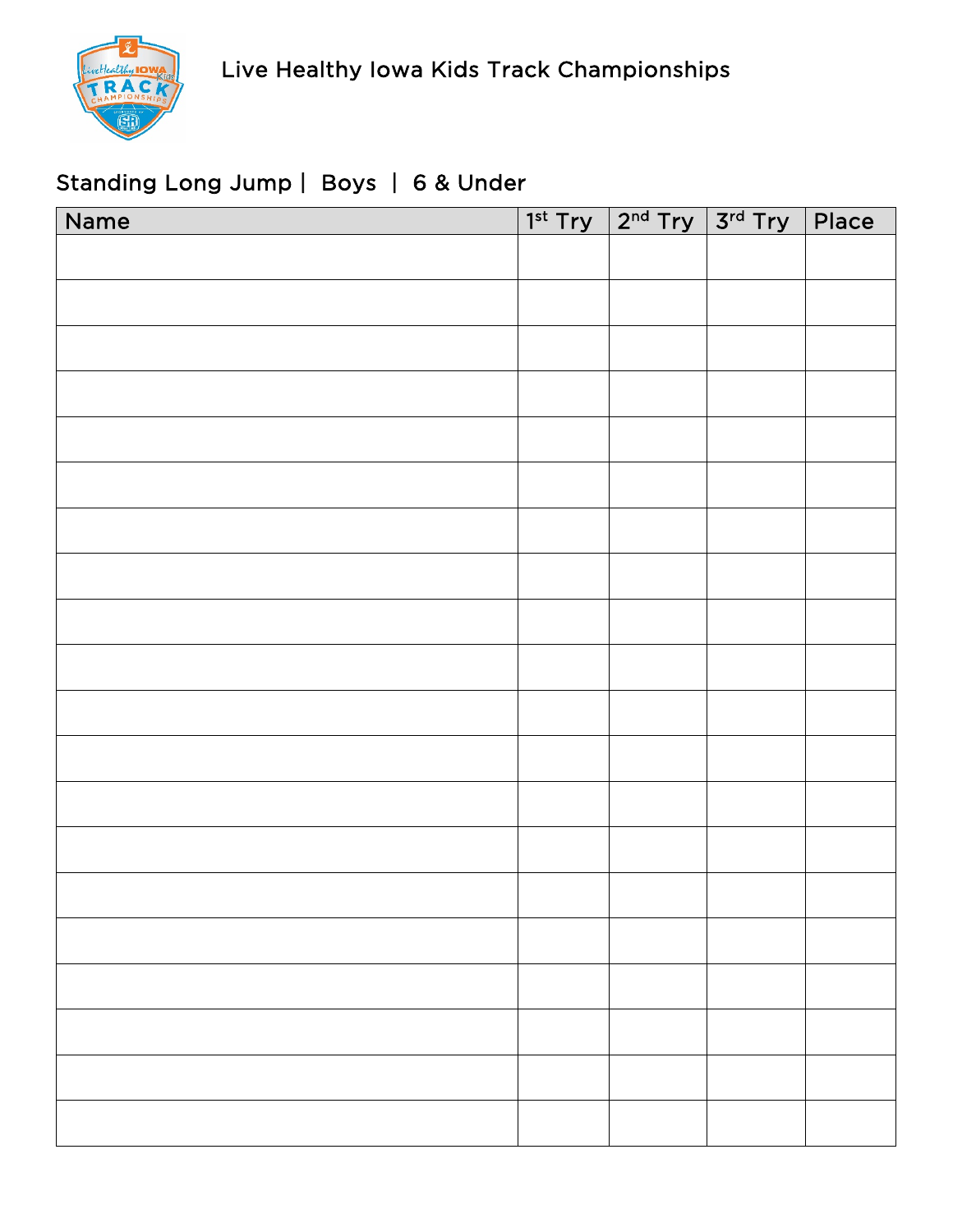# Live Healthy Iowa Kids Track Championships

## Standing Long Jump | Boys | 6 & Under

| Name | 1st Try | 2nd Try | 3rd Try | Place |
| --- | --- | --- | --- | --- |
| | | | | |
| | | | | |
| | | | | |
| | | | | |
| | | | | |
| | | | | |
| | | | | |
| | | | | |
| | | | | |
| | | | | |
| | | | | |
| | | | | |
| | | | | |
| | | | | |
| | | | | |
| | | | | |
| | | | | |
| | | | | |
| | | | | |
| | | | | |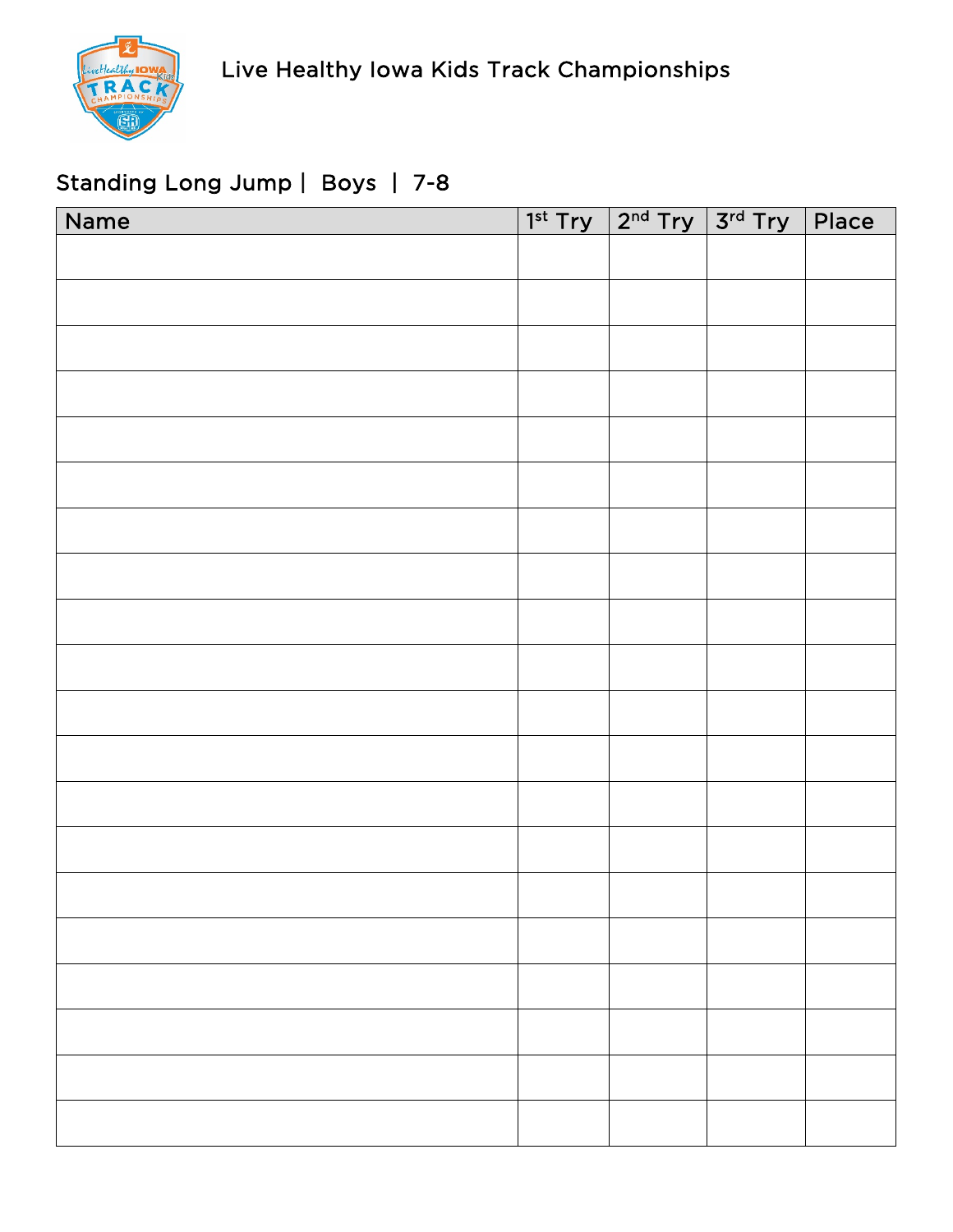Live Healthy Iowa Kids Track Championships

## Standing Long Jump | Boys | 7-8

| Name | 1st Try | 2nd Try | 3rd Try | Place |
|---|---|---|---|---|
| | | | | |
| | | | | |
| | | | | |
| | | | | |
| | | | | |
| | | | | |
| | | | | |
| | | | | |
| | | | | |
| | | | | |
| | | | | |
| | | | | |
| | | | | |
| | | | | |
| | | | | |
| | | | | |
| | | | | |
| | | | | |
| | | | | |
| | | | | |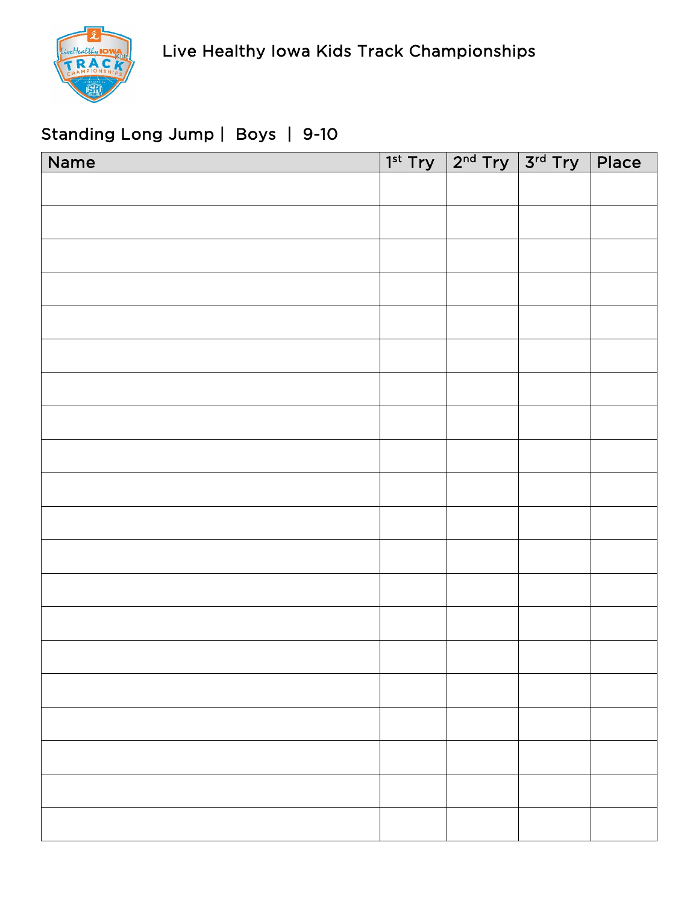Live Healthy Iowa Kids Track Championships

## Standing Long Jump | Boys | 9-10

| Name | 1st Try | 2nd Try | 3rd Try | Place |
|---|---|---|---|---|
| | | | | |
| | | | | |
| | | | | |
| | | | | |
| | | | | |
| | | | | |
| | | | | |
| | | | | |
| | | | | |
| | | | | |
| | | | | |
| | | | | |
| | | | | |
| | | | | |
| | | | | |
| | | | | |
| | | | | |
| | | | | |
| | | | | |
| | | | | |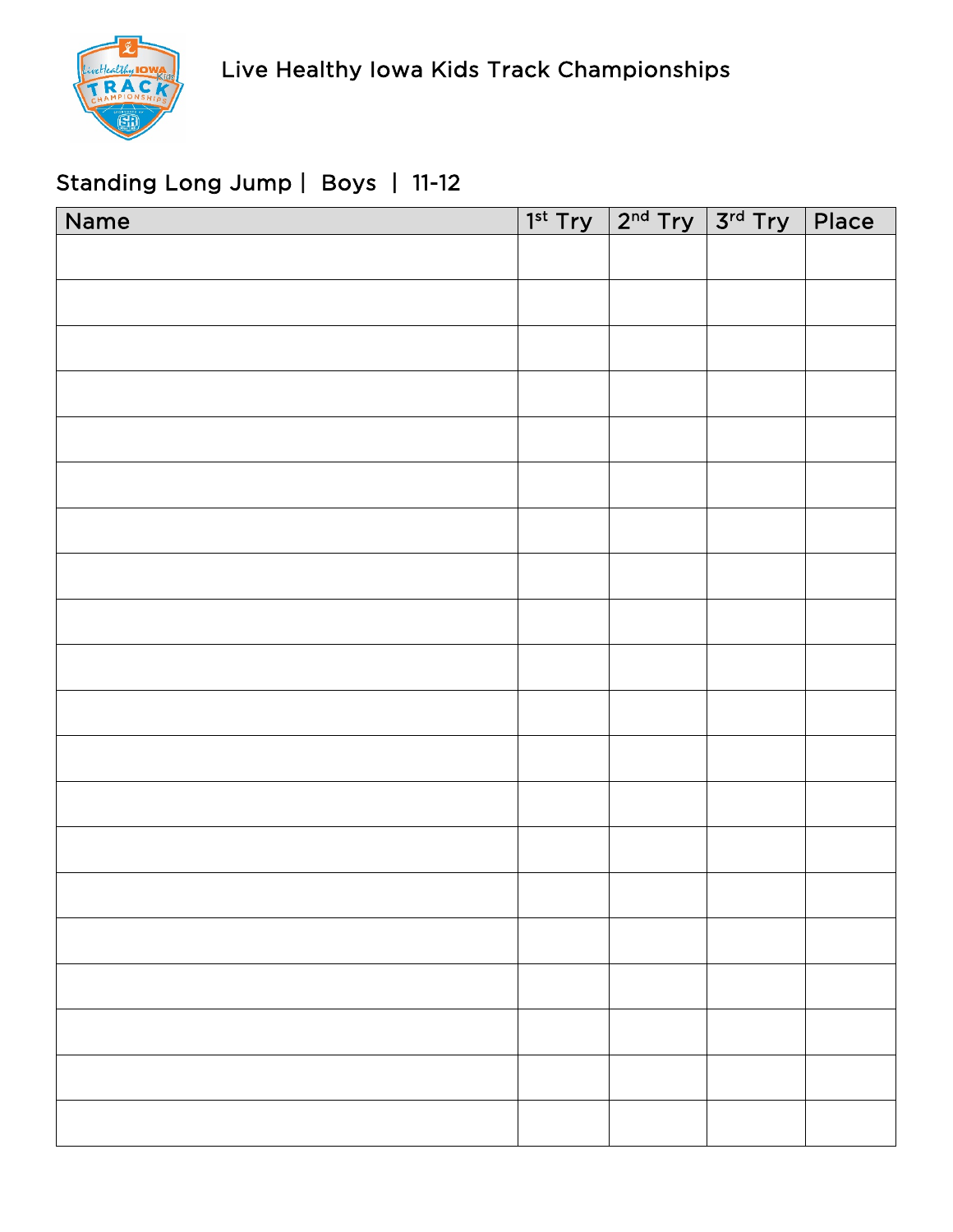# Live Healthy Iowa Kids Track Championships

## Standing Long Jump | Boys | 11-12

| Name | 1st Try | 2nd Try | 3rd Try | Place |
|---|---|---|---|---|
| | | | | |
| | | | | |
| | | | | |
| | | | | |
| | | | | |
| | | | | |
| | | | | |
| | | | | |
| | | | | |
| | | | | |
| | | | | |
| | | | | |
| | | | | |
| | | | | |
| | | | | |
| | | | | |
| | | | | |
| | | | | |
| | | | | |
| | | | | |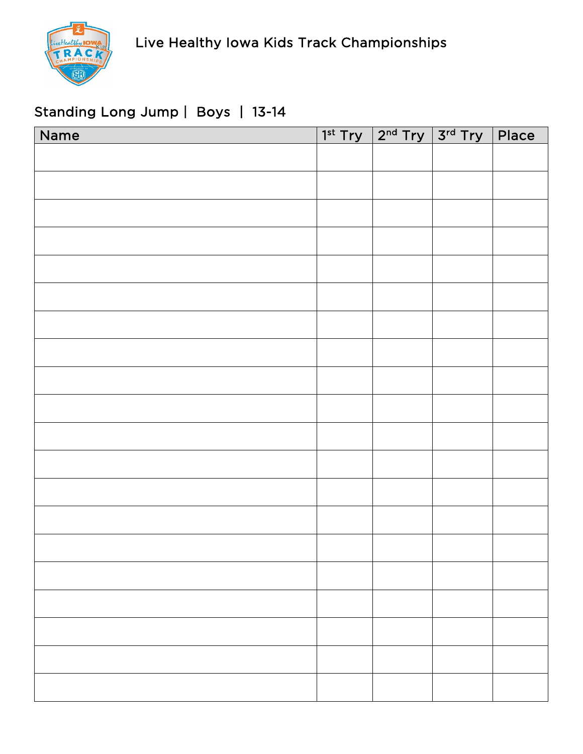Live Healthy Iowa Kids Track Championships

## Standing Long Jump | Boys | 13-14

| Name | 1st Try | 2nd Try | 3rd Try | Place |
|---|---|---|---|---|
| | | | | |
| | | | | |
| | | | | |
| | | | | |
| | | | | |
| | | | | |
| | | | | |
| | | | | |
| | | | | |
| | | | | |
| | | | | |
| | | | | |
| | | | | |
| | | | | |
| | | | | |
| | | | | |
| | | | | |
| | | | | |
| | | | | |
| | | | | |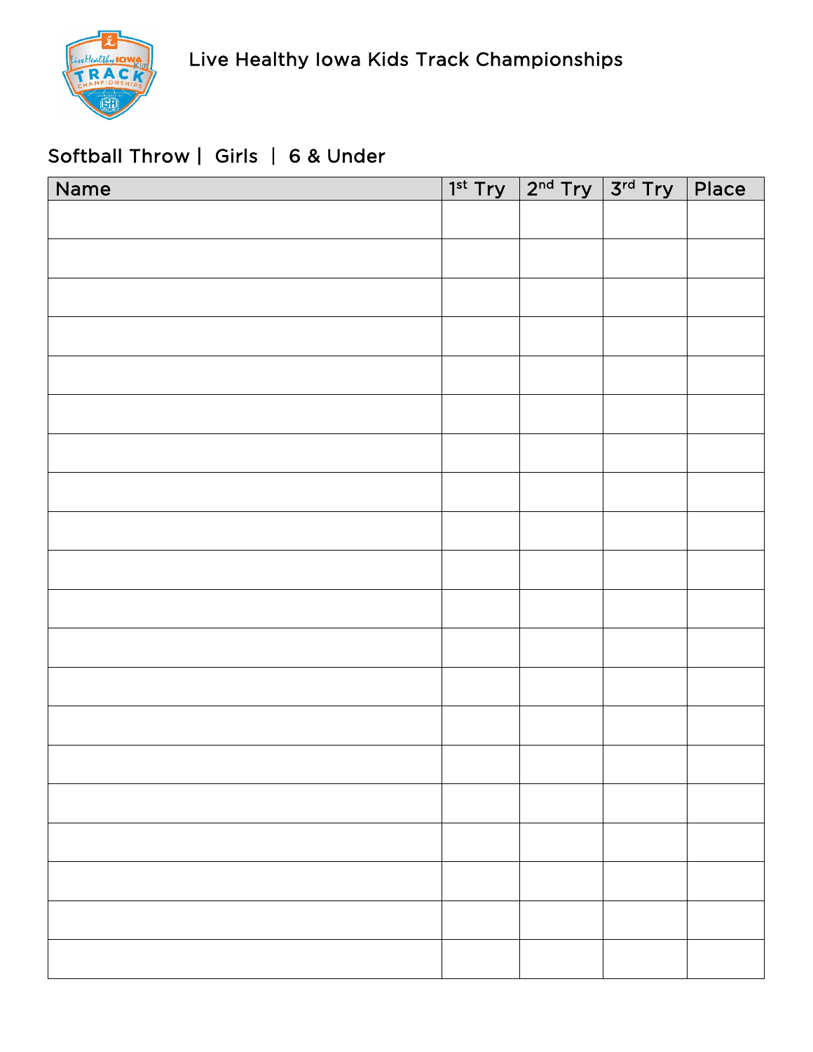Live Healthy Iowa Kids Track Championships

## Softball Throw | Girls | 6 & Under

| Name | 1st Try | 2nd Try | 3rd Try | Place |
|---|---|---|---|---|
| | | | | |
| | | | | |
| | | | | |
| | | | | |
| | | | | |
| | | | | |
| | | | | |
| | | | | |
| | | | | |
| | | | | |
| | | | | |
| | | | | |
| | | | | |
| | | | | |
| | | | | |
| | | | | |
| | | | | |
| | | | | |
| | | | | |
| | | | | |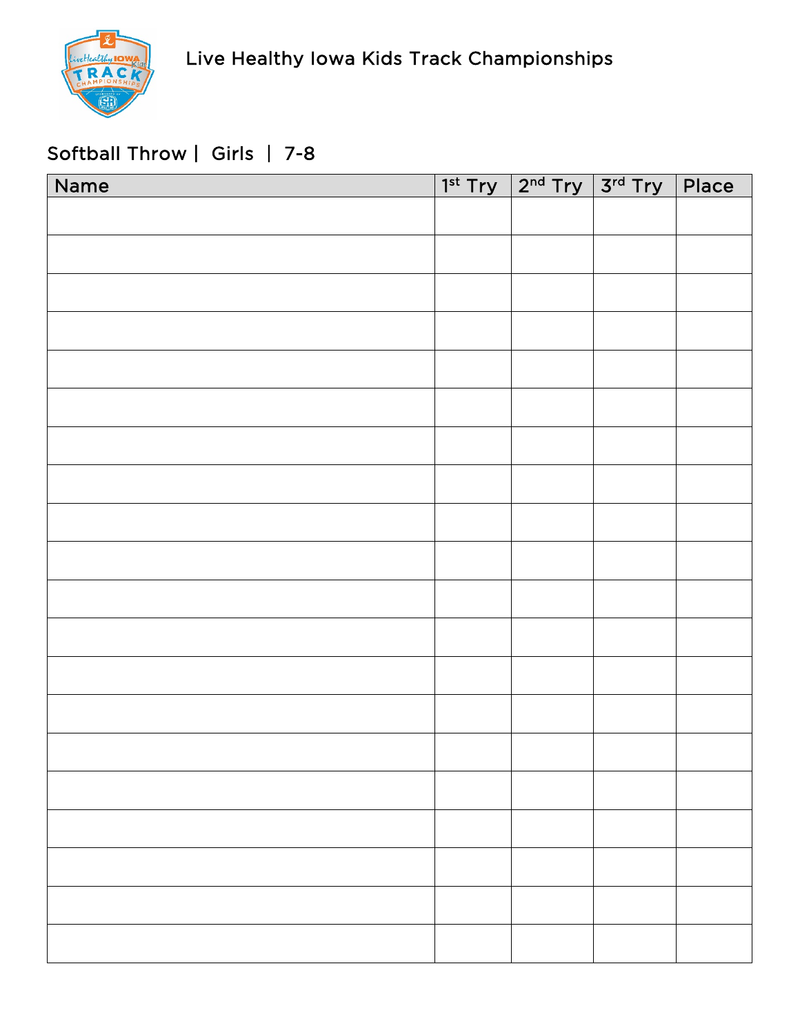Live Healthy Iowa Kids Track Championships

## Softball Throw | Girls | 7-8

| Name | 1st Try | 2nd Try | 3rd Try | Place |
|---|---|---|---|---|
| | | | | |
| | | | | |
| | | | | |
| | | | | |
| | | | | |
| | | | | |
| | | | | |
| | | | | |
| | | | | |
| | | | | |
| | | | | |
| | | | | |
| | | | | |
| | | | | |
| | | | | |
| | | | | |
| | | | | |
| | | | | |
| | | | | |
| | | | | |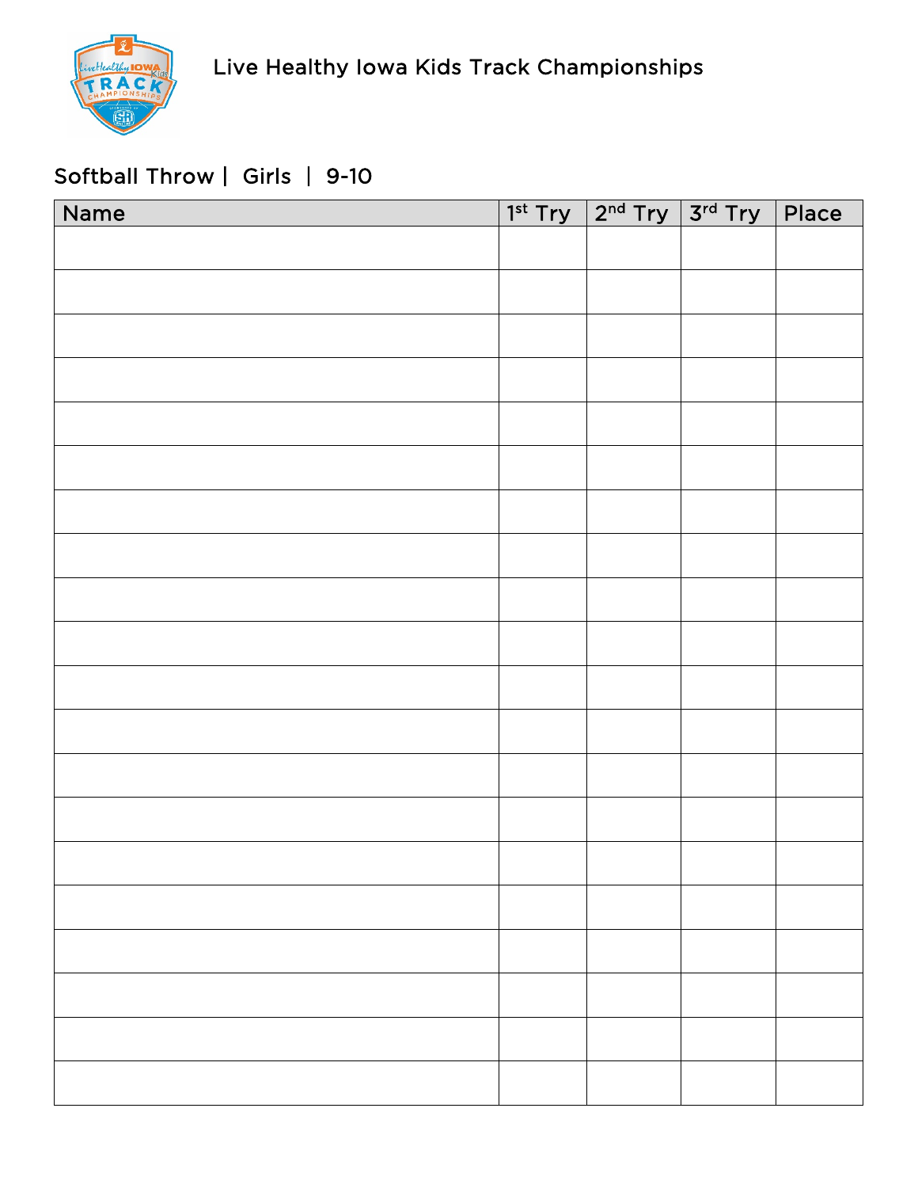# Live Healthy Iowa Kids Track Championships

## Softball Throw | Girls | 9-10

| Name | 1st Try | 2nd Try | 3rd Try | Place |
| --- | --- | --- | --- | --- |
| | | | | |
| | | | | |
| | | | | |
| | | | | |
| | | | | |
| | | | | |
| | | | | |
| | | | | |
| | | | | |
| | | | | |
| | | | | |
| | | | | |
| | | | | |
| | | | | |
| | | | | |
| | | | | |
| | | | | |
| | | | | |
| | | | | |
| | | | | |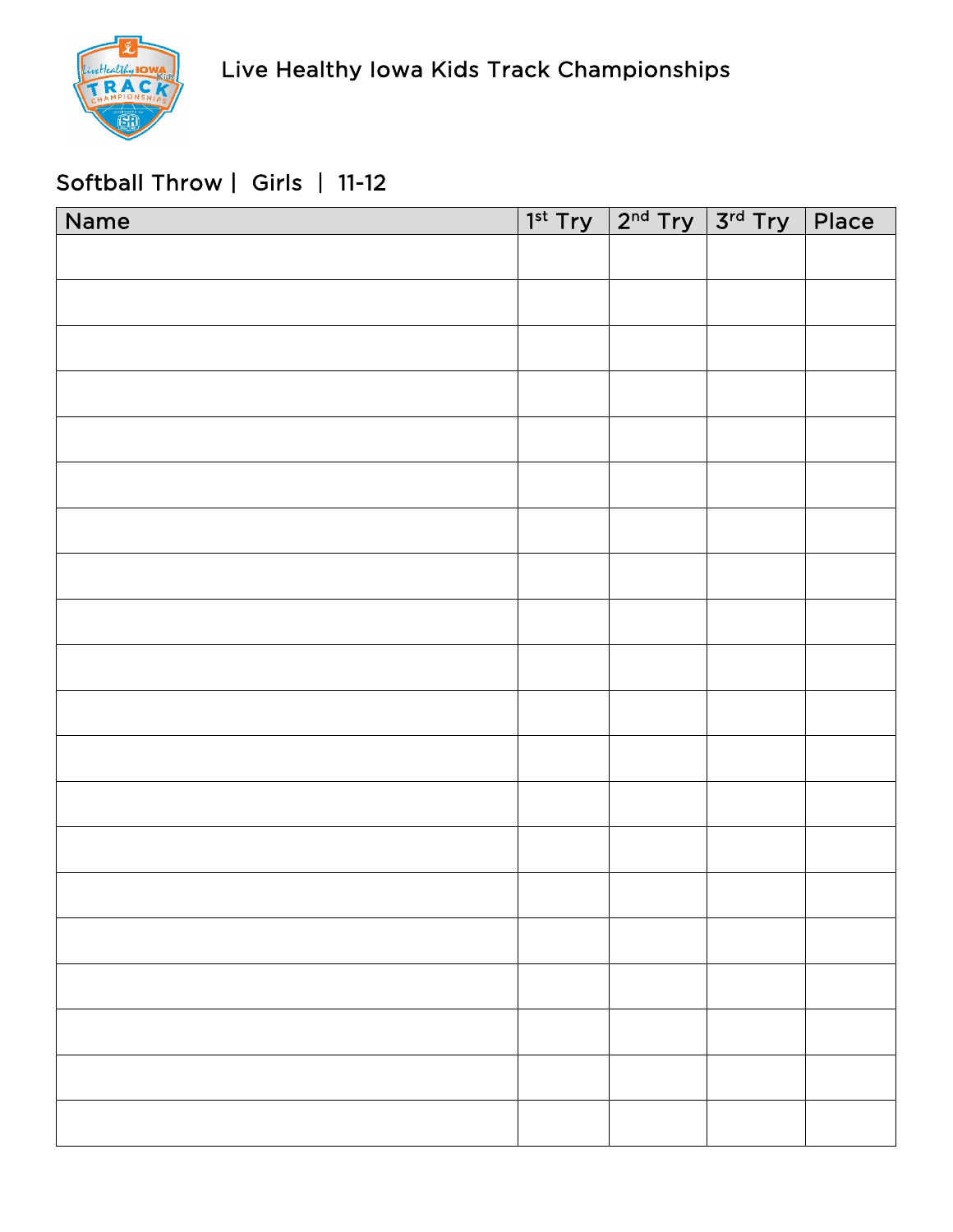Live Healthy Iowa Kids Track Championships

## Softball Throw | Girls | 11-12

| Name | 1st Try | 2nd Try | 3rd Try | Place |
|---|---|---|---|---|
| | | | | |
| | | | | |
| | | | | |
| | | | | |
| | | | | |
| | | | | |
| | | | | |
| | | | | |
| | | | | |
| | | | | |
| | | | | |
| | | | | |
| | | | | |
| | | | | |
| | | | | |
| | | | | |
| | | | | |
| | | | | |
| | | | | |
| | | | | |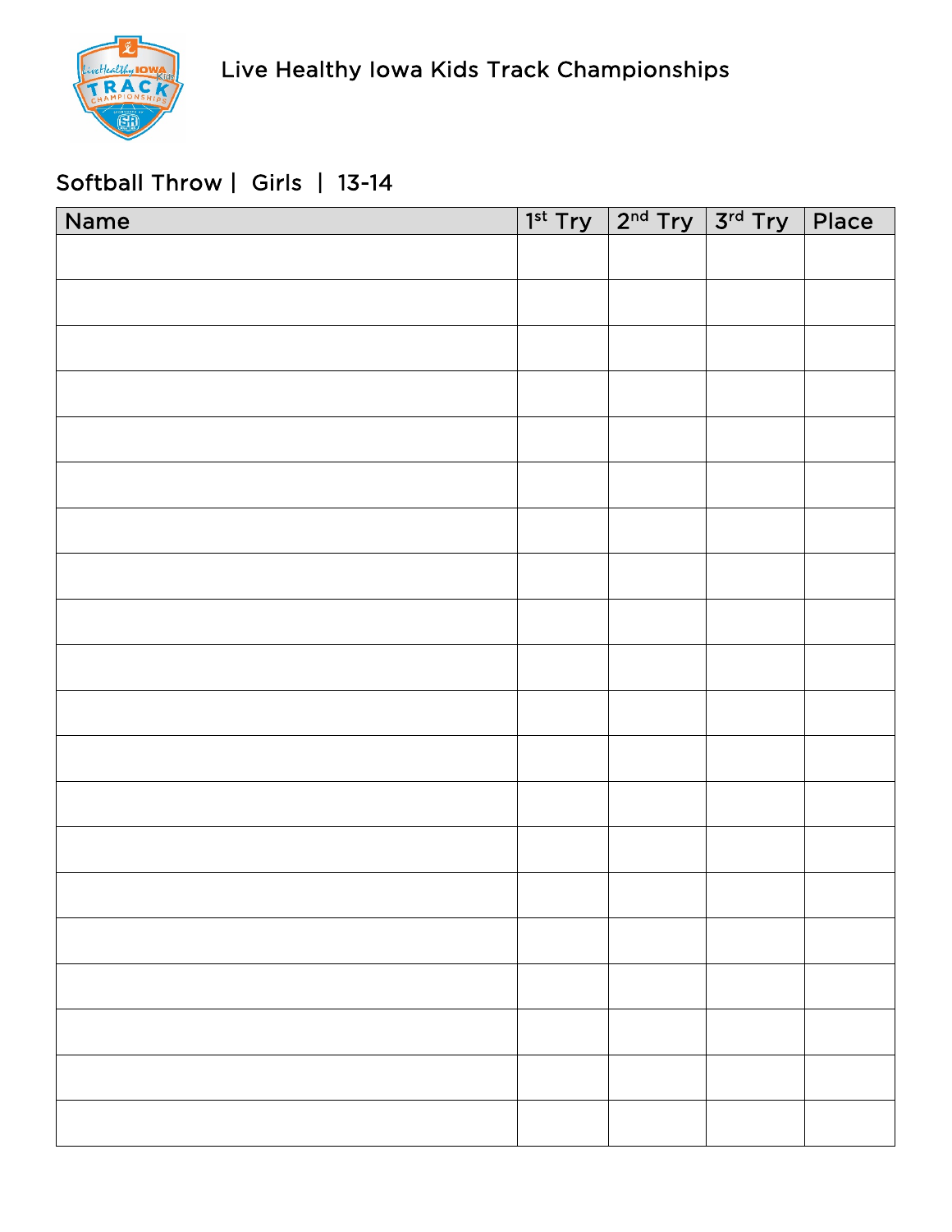Live Healthy Iowa Kids Track Championships

Softball Throw | Girls | 13-14

| Name | 1st Try | 2nd Try | 3rd Try | Place |
|---|---|---|---|---|
| | | | | |
| | | | | |
| | | | | |
| | | | | |
| | | | | |
| | | | | |
| | | | | |
| | | | | |
| | | | | |
| | | | | |
| | | | | |
| | | | | |
| | | | | |
| | | | | |
| | | | | |
| | | | | |
| | | | | |
| | | | | |
| | | | | |
| | | | | |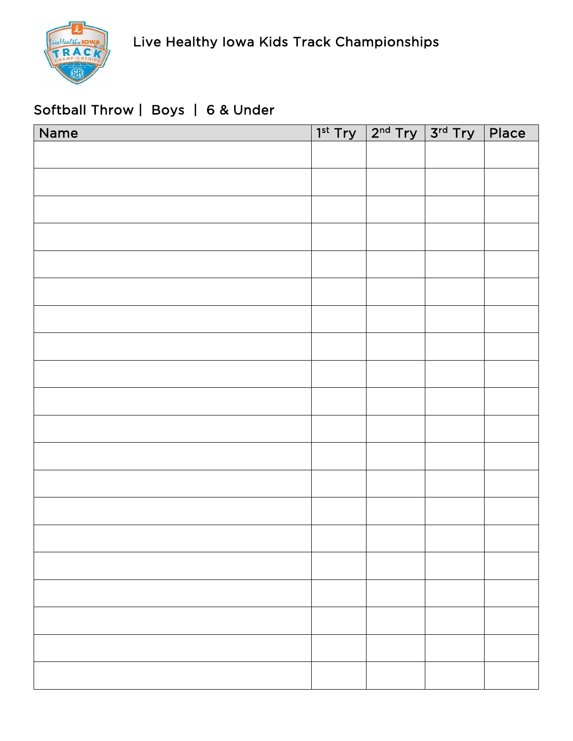Live Healthy Iowa Kids Track Championships

## Softball Throw | Boys | 6 & Under

| Name | 1st Try | 2nd Try | 3rd Try | Place |
|---|---|---|---|---|
| | | | | |
| | | | | |
| | | | | |
| | | | | |
| | | | | |
| | | | | |
| | | | | |
| | | | | |
| | | | | |
| | | | | |
| | | | | |
| | | | | |
| | | | | |
| | | | | |
| | | | | |
| | | | | |
| | | | | |
| | | | | |
| | | | | |
| | | | | |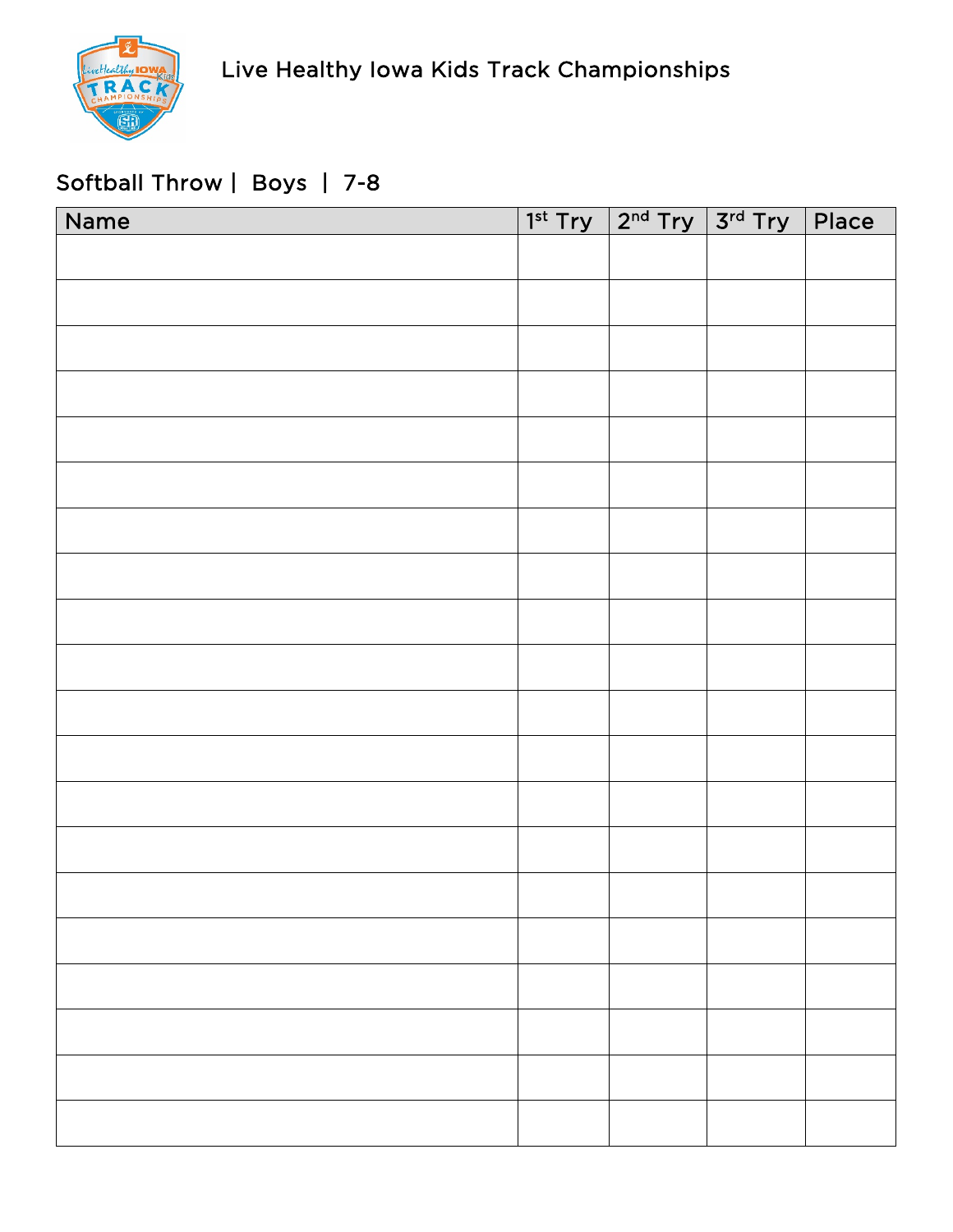Live Healthy Iowa Kids Track Championships

## Softball Throw | Boys | 7-8

| Name | 1st Try | 2nd Try | 3rd Try | Place |
| --- | --- | --- | --- | --- |
| | | | | |
| | | | | |
| | | | | |
| | | | | |
| | | | | |
| | | | | |
| | | | | |
| | | | | |
| | | | | |
| | | | | |
| | | | | |
| | | | | |
| | | | | |
| | | | | |
| | | | | |
| | | | | |
| | | | | |
| | | | | |
| | | | | |
| | | | | |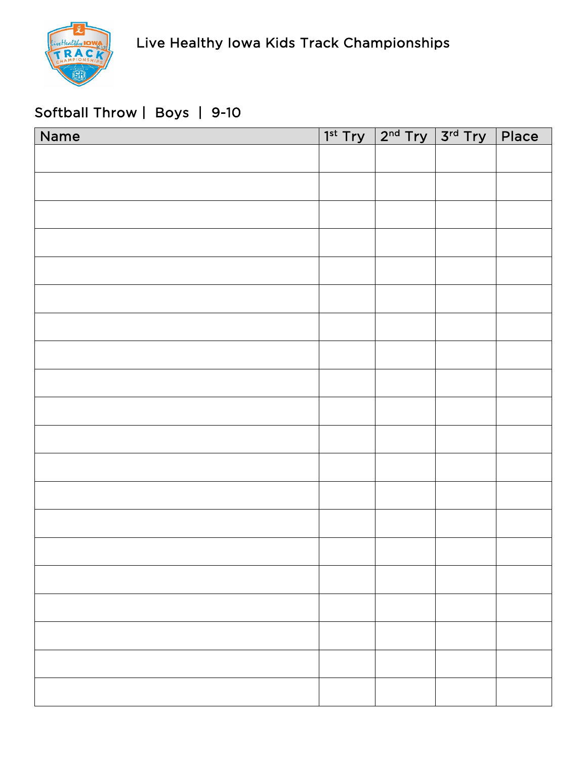Live Healthy Iowa Kids Track Championships

## Softball Throw | Boys | 9-10

| Name | 1st Try | 2nd Try | 3rd Try | Place |
| --- | --- | --- | --- | --- |
| | | | | |
| | | | | |
| | | | | |
| | | | | |
| | | | | |
| | | | | |
| | | | | |
| | | | | |
| | | | | |
| | | | | |
| | | | | |
| | | | | |
| | | | | |
| | | | | |
| | | | | |
| | | | | |
| | | | | |
| | | | | |
| | | | | |
| | | | | |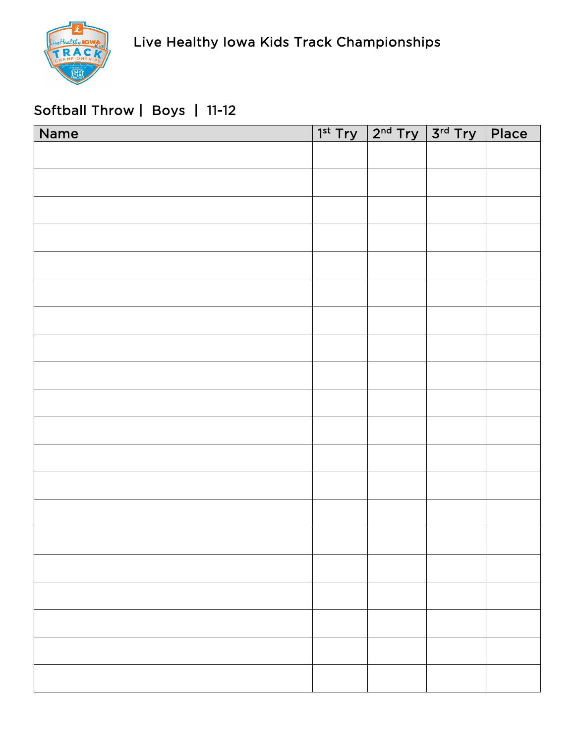Live Healthy Iowa Kids Track Championships

## Softball Throw | Boys | 11-12

| Name | 1st Try | 2nd Try | 3rd Try | Place |
|---|---|---|---|---|
| | | | | |
| | | | | |
| | | | | |
| | | | | |
| | | | | |
| | | | | |
| | | | | |
| | | | | |
| | | | | |
| | | | | |
| | | | | |
| | | | | |
| | | | | |
| | | | | |
| | | | | |
| | | | | |
| | | | | |
| | | | | |
| | | | | |
| | | | | |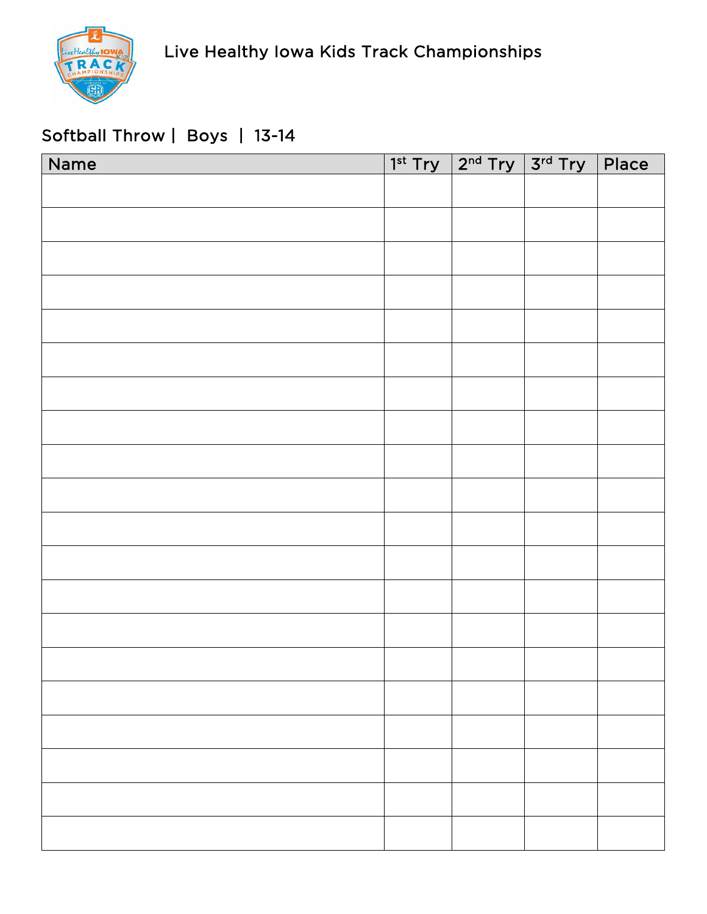# Live Healthy Iowa Kids Track Championships

## Softball Throw | Boys | 13-14

| Name | 1st Try | 2nd Try | 3rd Try | Place |
|---|---|---|---|---|
| | | | | |
| | | | | |
| | | | | |
| | | | | |
| | | | | |
| | | | | |
| | | | | |
| | | | | |
| | | | | |
| | | | | |
| | | | | |
| | | | | |
| | | | | |
| | | | | |
| | | | | |
| | | | | |
| | | | | |
| | | | | |
| | | | | |
| | | | | |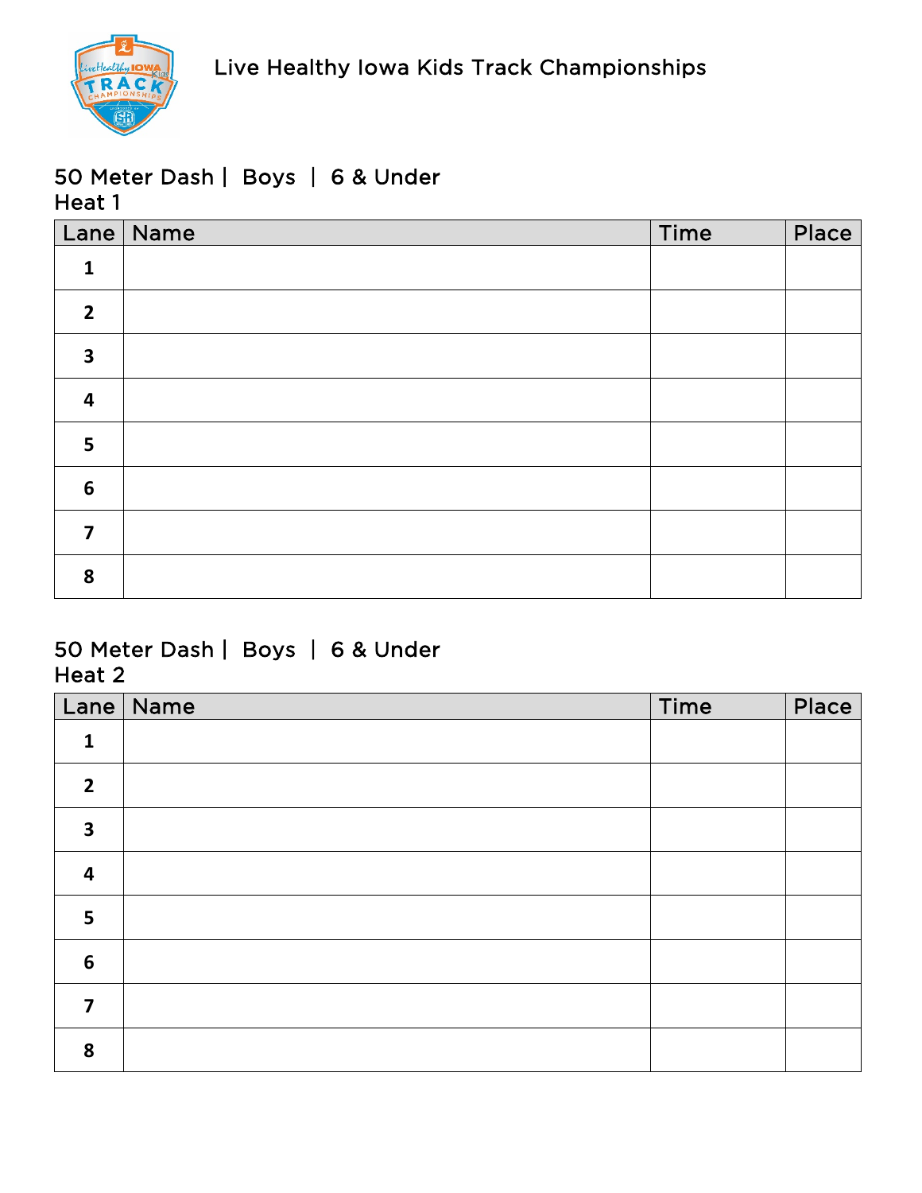Live Healthy Iowa Kids Track Championships

## 50 Meter Dash | Boys | 6 & Under
Heat 1

| Lane | Name | Time | Place |
|---|---|---|---|
| 1 | | | |
| 2 | | | |
| 3 | | | |
| 4 | | | |
| 5 | | | |
| 6 | | | |
| 7 | | | |
| 8 | | | |

## 50 Meter Dash | Boys | 6 & Under
Heat 2

| Lane | Name | Time | Place |
|---|---|---|---|
| 1 | | | |
| 2 | | | |
| 3 | | | |
| 4 | | | |
| 5 | | | |
| 6 | | | |
| 7 | | | |
| 8 | | | |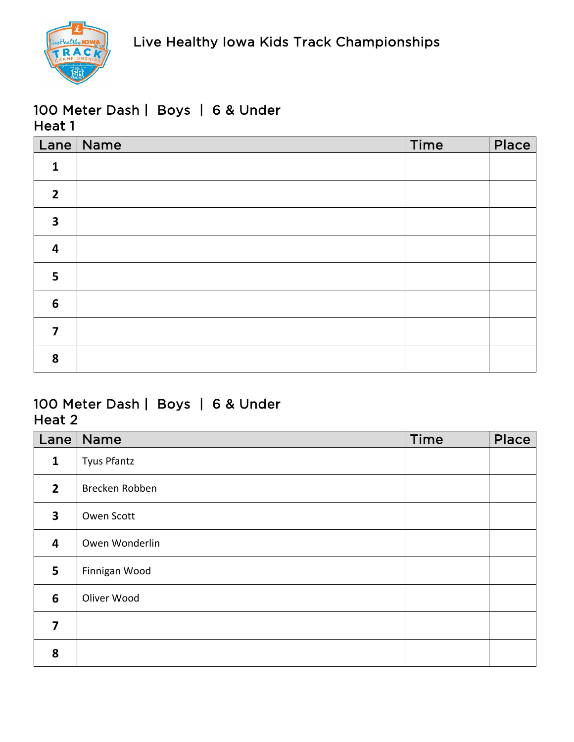Live Healthy Iowa Kids Track Championships

## 100 Meter Dash | Boys | 6 & Under
### Heat 1

| Lane | Name | Time | Place |
| --- | --- | --- | --- |
| 1 | | | |
| 2 | | | |
| 3 | | | |
| 4 | | | |
| 5 | | | |
| 6 | | | |
| 7 | | | |
| 8 | | | |

## 100 Meter Dash | Boys | 6 & Under
### Heat 2

| Lane | Name | Time | Place |
| --- | --- | --- | --- |
| 1 | Tyus Pfantz | | |
| 2 | Brecken Robben | | |
| 3 | Owen Scott | | |
| 4 | Owen Wonderlin | | |
| 5 | Finnigan Wood | | |
| 6 | Oliver Wood | | |
| 7 | | | |
| 8 | | | |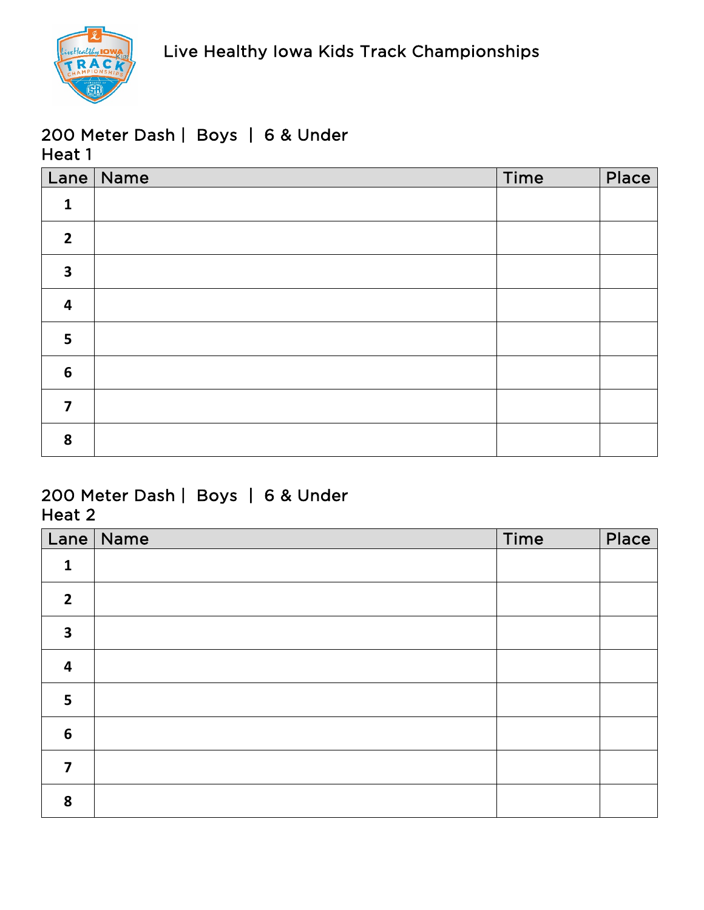Live Healthy Iowa Kids Track Championships

## 200 Meter Dash | Boys | 6 & Under
### Heat 1

| Lane | Name | Time | Place |
|---|---|---|---|
| 1 | | | |
| 2 | | | |
| 3 | | | |
| 4 | | | |
| 5 | | | |
| 6 | | | |
| 7 | | | |
| 8 | | | |

## 200 Meter Dash | Boys | 6 & Under
### Heat 2

| Lane | Name | Time | Place |
|---|---|---|---|
| 1 | | | |
| 2 | | | |
| 3 | | | |
| 4 | | | |
| 5 | | | |
| 6 | | | |
| 7 | | | |
| 8 | | | |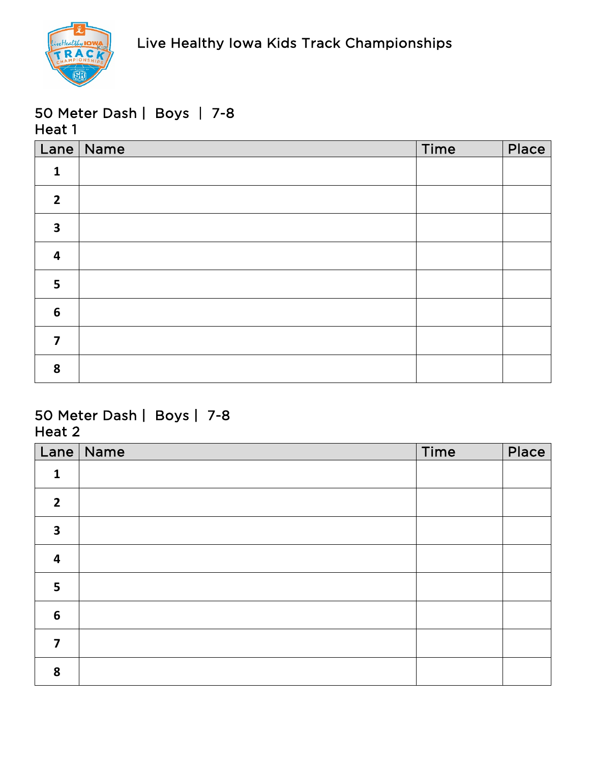Live Healthy Iowa Kids Track Championships

## 50 Meter Dash | Boys | 7-8
### Heat 1

| Lane | Name | Time | Place |
|---|---|---|---|
| 1 | | | |
| 2 | | | |
| 3 | | | |
| 4 | | | |
| 5 | | | |
| 6 | | | |
| 7 | | | |
| 8 | | | |

## 50 Meter Dash | Boys | 7-8
### Heat 2

| Lane | Name | Time | Place |
|---|---|---|---|
| 1 | | | |
| 2 | | | |
| 3 | | | |
| 4 | | | |
| 5 | | | |
| 6 | | | |
| 7 | | | |
| 8 | | | |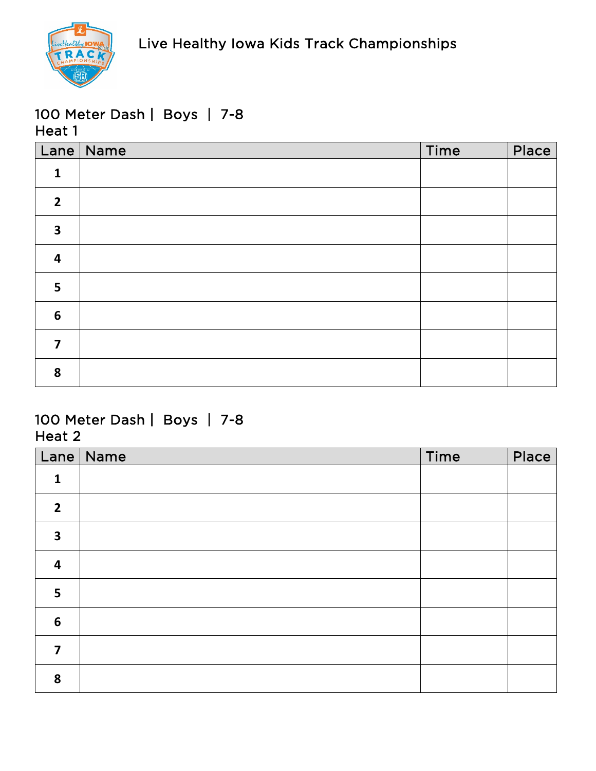Live Healthy Iowa Kids Track Championships

## 100 Meter Dash | Boys | 7-8
Heat 1

| Lane | Name | Time | Place |
|---|---|---|---|
| 1 | | | |
| 2 | | | |
| 3 | | | |
| 4 | | | |
| 5 | | | |
| 6 | | | |
| 7 | | | |
| 8 | | | |

## 100 Meter Dash | Boys | 7-8
Heat 2

| Lane | Name | Time | Place |
|---|---|---|---|
| 1 | | | |
| 2 | | | |
| 3 | | | |
| 4 | | | |
| 5 | | | |
| 6 | | | |
| 7 | | | |
| 8 | | | |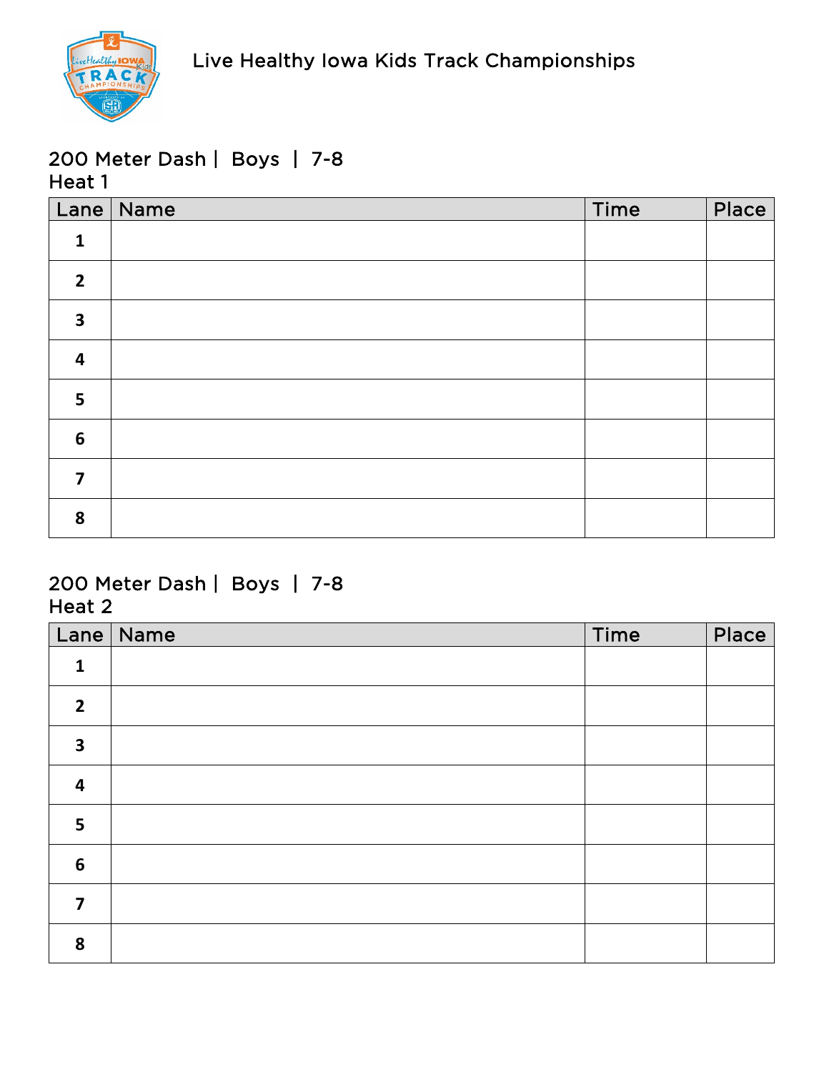Live Healthy Iowa Kids Track Championships

## 200 Meter Dash | Boys | 7-8
Heat 1

| Lane | Name | Time | Place |
|---|---|---|---|
| 1 | | | |
| 2 | | | |
| 3 | | | |
| 4 | | | |
| 5 | | | |
| 6 | | | |
| 7 | | | |
| 8 | | | |

## 200 Meter Dash | Boys | 7-8
Heat 2

| Lane | Name | Time | Place |
|---|---|---|---|
| 1 | | | |
| 2 | | | |
| 3 | | | |
| 4 | | | |
| 5 | | | |
| 6 | | | |
| 7 | | | |
| 8 | | | |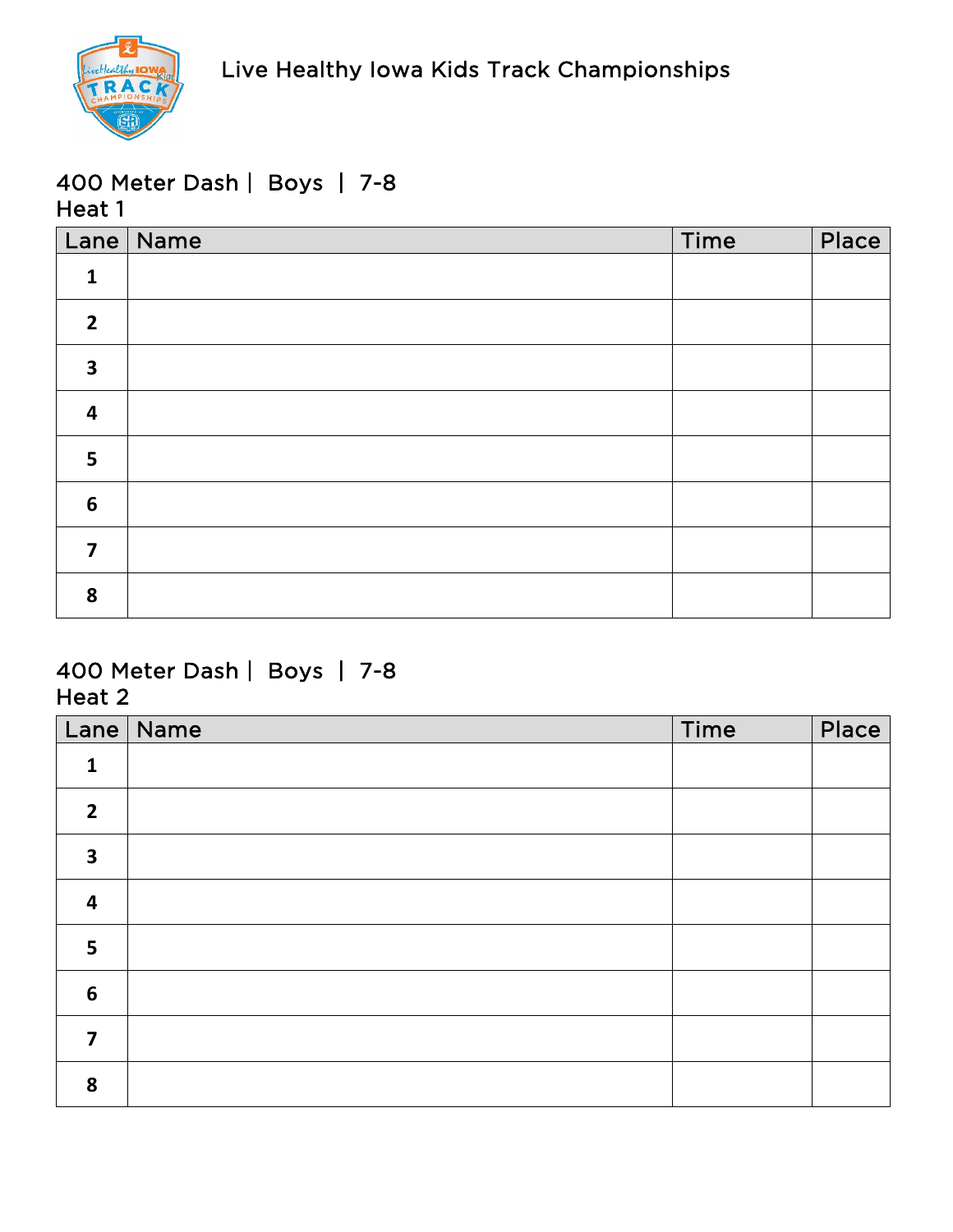Live Healthy Iowa Kids Track Championships

## 400 Meter Dash | Boys | 7-8
### Heat 1

| Lane | Name | Time | Place |
|---|---|---|---|
| 1 | | | |
| 2 | | | |
| 3 | | | |
| 4 | | | |
| 5 | | | |
| 6 | | | |
| 7 | | | |
| 8 | | | |

## 400 Meter Dash | Boys | 7-8
### Heat 2

| Lane | Name | Time | Place |
|---|---|---|---|
| 1 | | | |
| 2 | | | |
| 3 | | | |
| 4 | | | |
| 5 | | | |
| 6 | | | |
| 7 | | | |
| 8 | | | |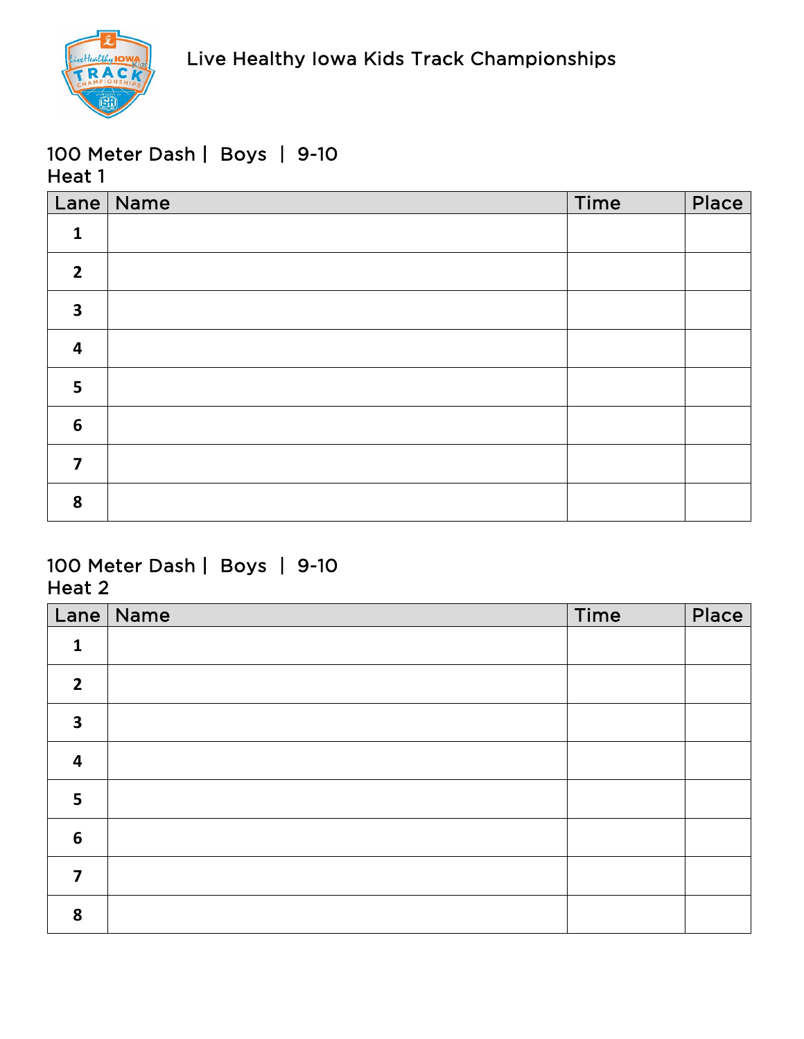Live Healthy Iowa Kids Track Championships

## 100 Meter Dash | Boys | 9-10

### Heat 1

| Lane | Name | Time | Place |
|---|---|---|---|
| 1 | | | |
| 2 | | | |
| 3 | | | |
| 4 | | | |
| 5 | | | |
| 6 | | | |
| 7 | | | |
| 8 | | | |

## 100 Meter Dash | Boys | 9-10

### Heat 2

| Lane | Name | Time | Place |
|---|---|---|---|
| 1 | | | |
| 2 | | | |
| 3 | | | |
| 4 | | | |
| 5 | | | |
| 6 | | | |
| 7 | | | |
| 8 | | | |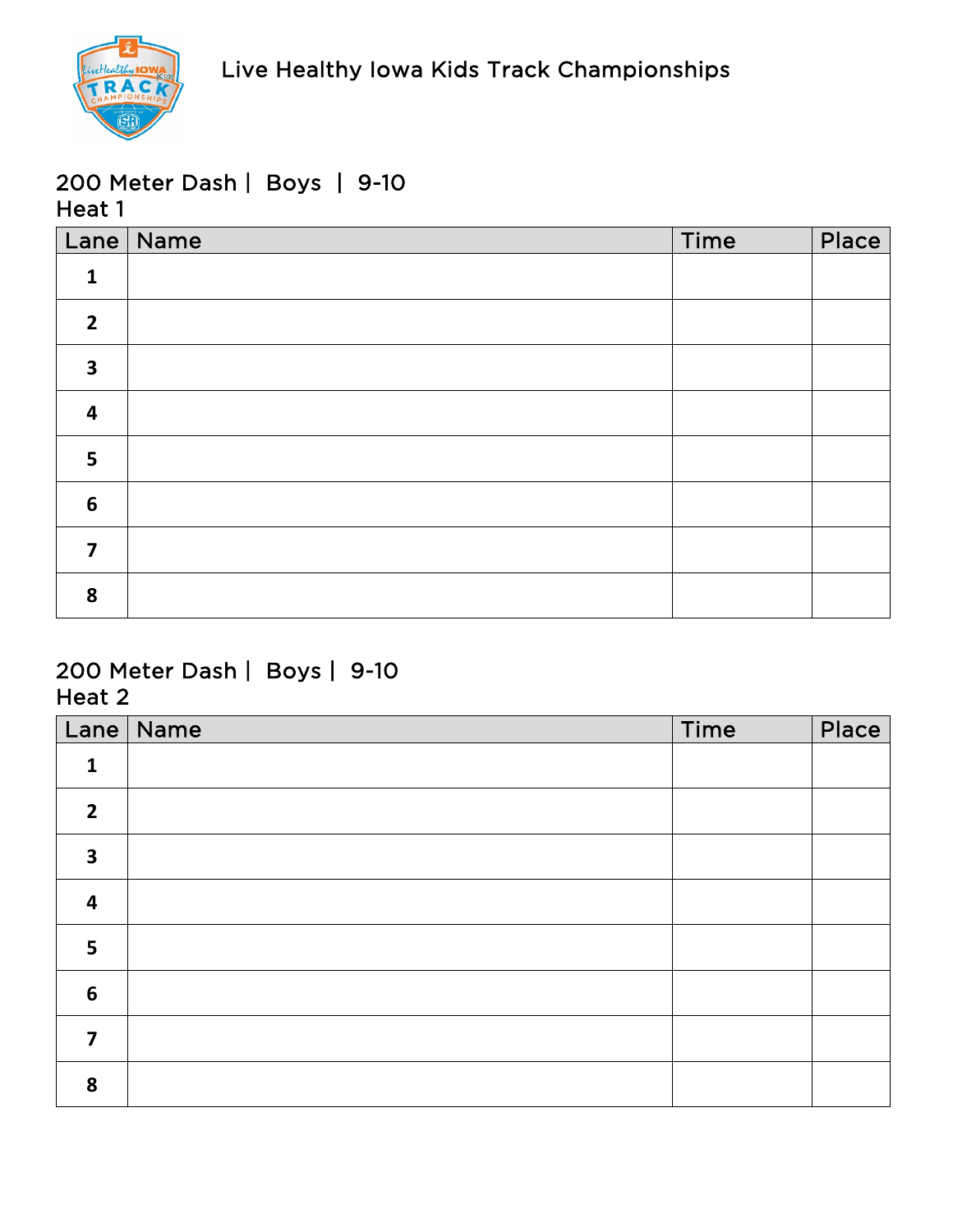Live Healthy Iowa Kids Track Championships

## 200 Meter Dash | Boys | 9-10

### Heat 1

| Lane | Name | Time | Place |
|---|---|---|---|
| 1 | | | |
| 2 | | | |
| 3 | | | |
| 4 | | | |
| 5 | | | |
| 6 | | | |
| 7 | | | |
| 8 | | | |

## 200 Meter Dash | Boys | 9-10

### Heat 2

| Lane | Name | Time | Place |
|---|---|---|---|
| 1 | | | |
| 2 | | | |
| 3 | | | |
| 4 | | | |
| 5 | | | |
| 6 | | | |
| 7 | | | |
| 8 | | | |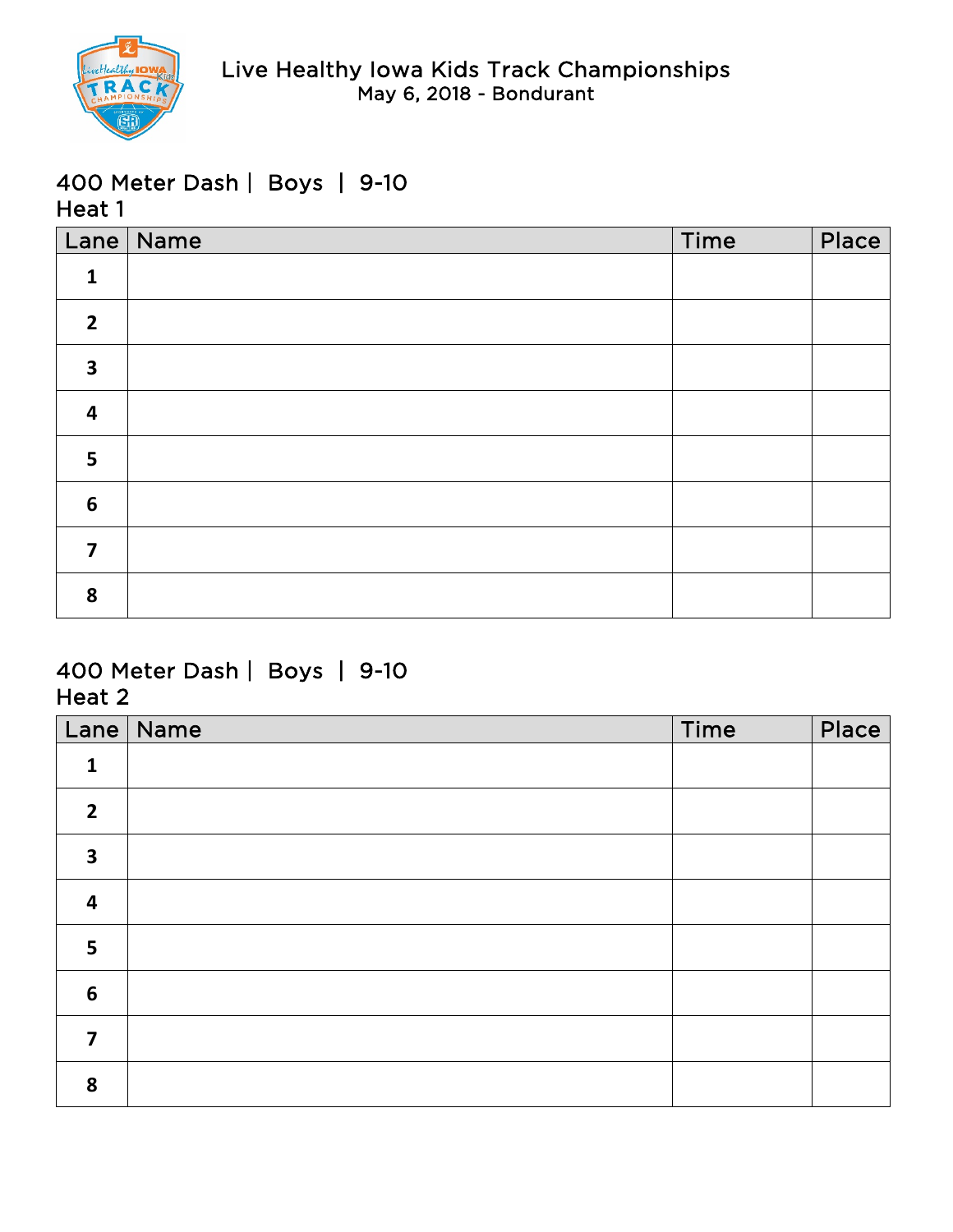# Live Healthy Iowa Kids Track Championships
May 6, 2018 - Bondurant

## 400 Meter Dash | Boys | 9-10
Heat 1

| Lane | Name | Time | Place |
|---|---|---|---|
| 1 | | | |
| 2 | | | |
| 3 | | | |
| 4 | | | |
| 5 | | | |
| 6 | | | |
| 7 | | | |
| 8 | | | |

## 400 Meter Dash | Boys | 9-10
Heat 2

| Lane | Name | Time | Place |
|---|---|---|---|
| 1 | | | |
| 2 | | | |
| 3 | | | |
| 4 | | | |
| 5 | | | |
| 6 | | | |
| 7 | | | |
| 8 | | | |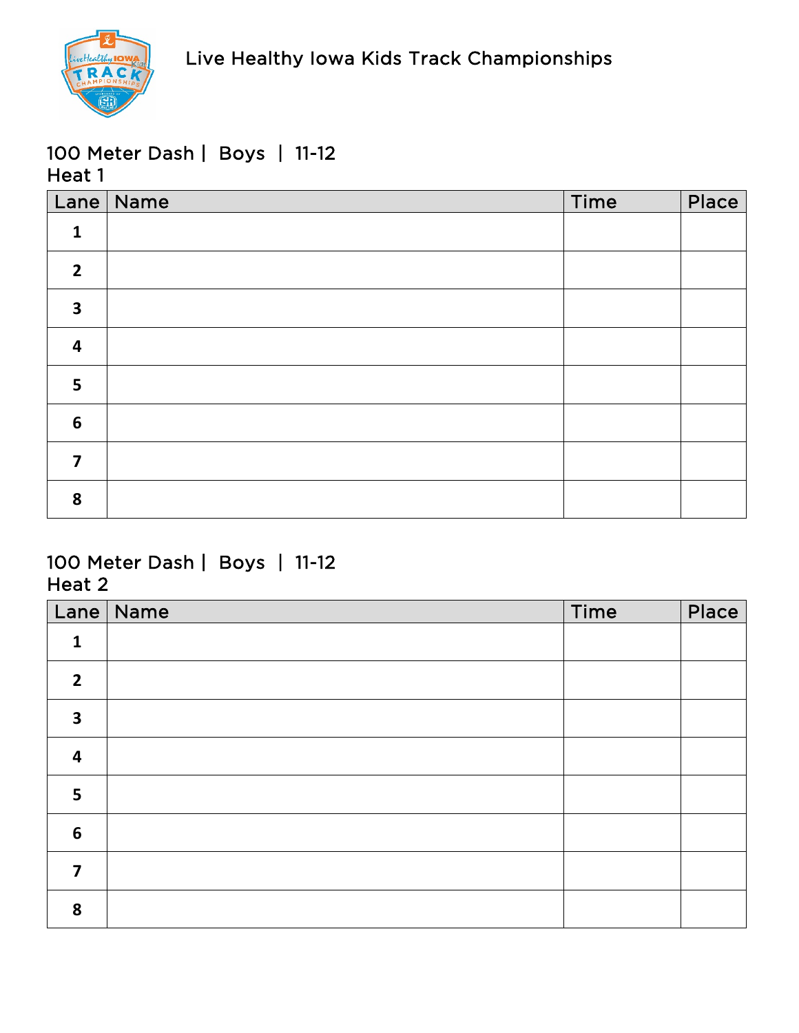Live Healthy Iowa Kids Track Championships

## 100 Meter Dash | Boys | 11-12

### Heat 1

| Lane | Name | Time | Place |
|---|---|---|---|
| 1 | | | |
| 2 | | | |
| 3 | | | |
| 4 | | | |
| 5 | | | |
| 6 | | | |
| 7 | | | |
| 8 | | | |

## 100 Meter Dash | Boys | 11-12

### Heat 2

| Lane | Name | Time | Place |
|---|---|---|---|
| 1 | | | |
| 2 | | | |
| 3 | | | |
| 4 | | | |
| 5 | | | |
| 6 | | | |
| 7 | | | |
| 8 | | | |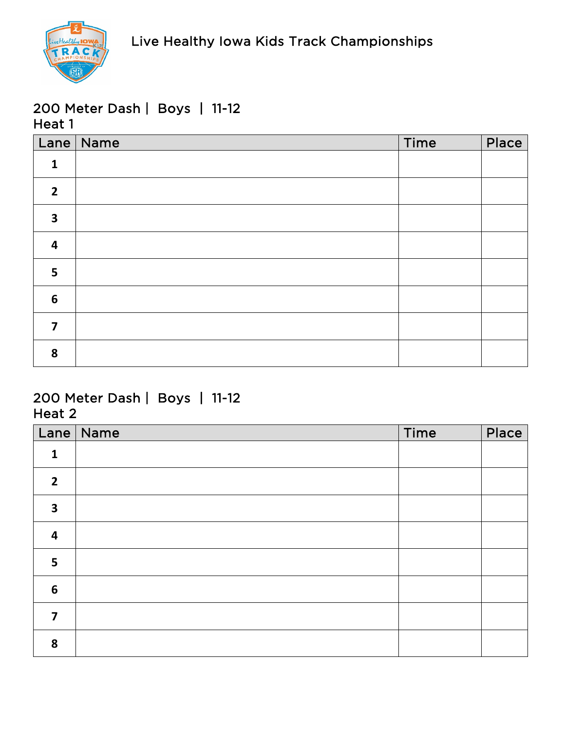Live Healthy Iowa Kids Track Championships

## 200 Meter Dash | Boys | 11-12
### Heat 1

| Lane | Name | Time | Place |
|---|---|---|---|
| 1 | | | |
| 2 | | | |
| 3 | | | |
| 4 | | | |
| 5 | | | |
| 6 | | | |
| 7 | | | |
| 8 | | | |

## 200 Meter Dash | Boys | 11-12
### Heat 2

| Lane | Name | Time | Place |
|---|---|---|---|
| 1 | | | |
| 2 | | | |
| 3 | | | |
| 4 | | | |
| 5 | | | |
| 6 | | | |
| 7 | | | |
| 8 | | | |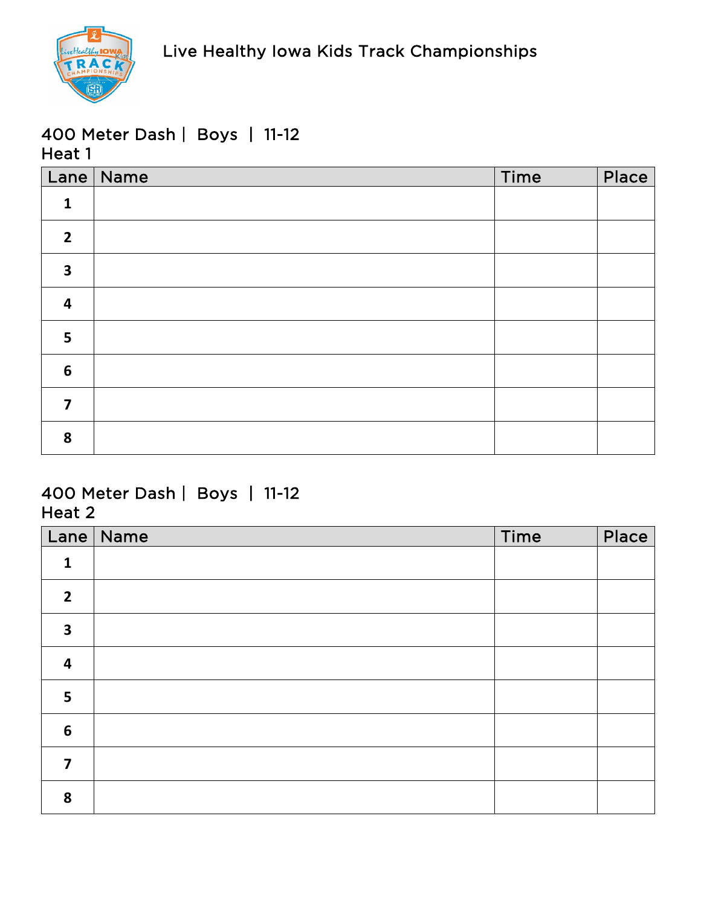Live Healthy Iowa Kids Track Championships

## 400 Meter Dash | Boys | 11-12
Heat 1

| Lane | Name | Time | Place |
|---|---|---|---|
| 1 | | | |
| 2 | | | |
| 3 | | | |
| 4 | | | |
| 5 | | | |
| 6 | | | |
| 7 | | | |
| 8 | | | |

## 400 Meter Dash | Boys | 11-12
Heat 2

| Lane | Name | Time | Place |
|---|---|---|---|
| 1 | | | |
| 2 | | | |
| 3 | | | |
| 4 | | | |
| 5 | | | |
| 6 | | | |
| 7 | | | |
| 8 | | | |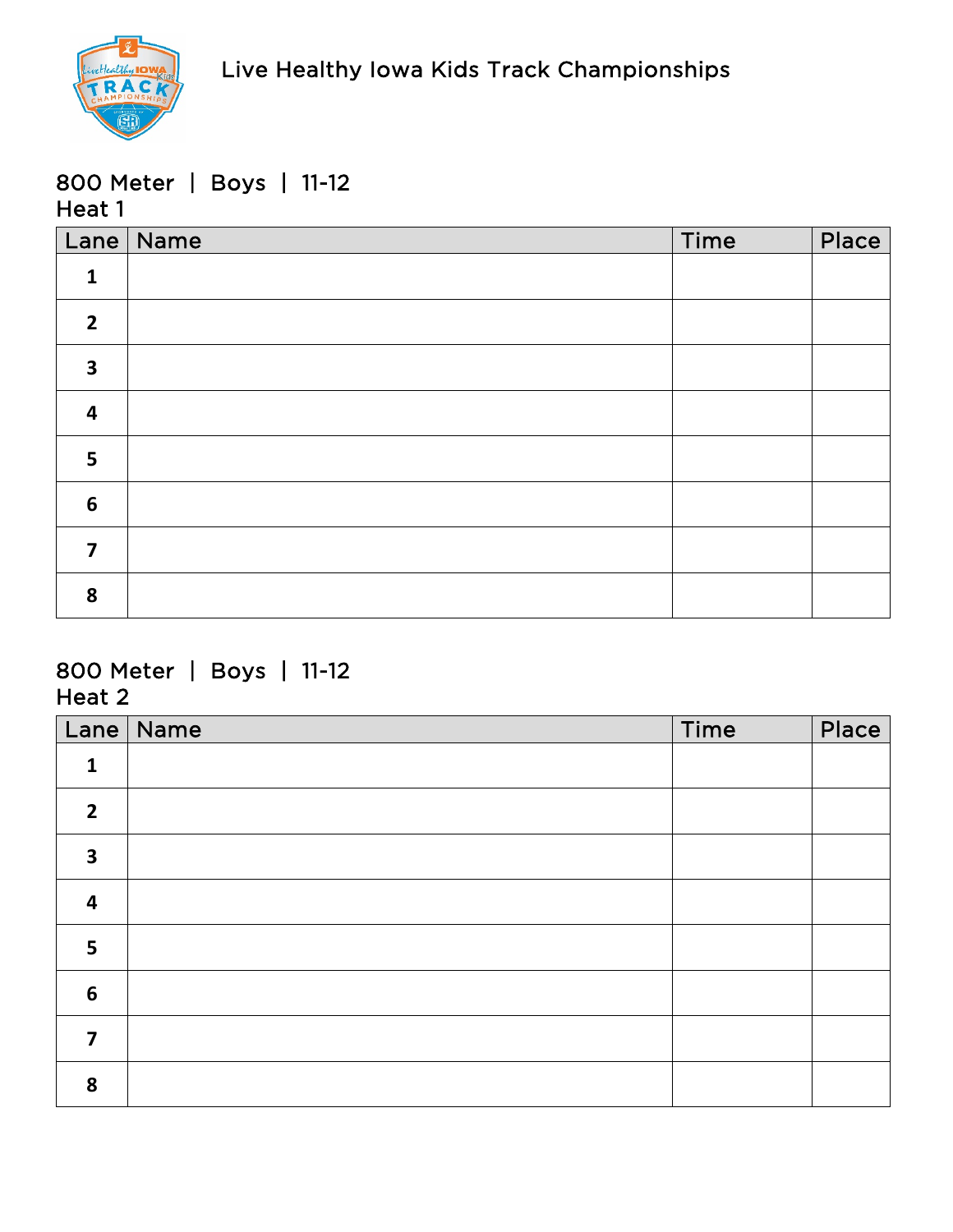# Live Healthy Iowa Kids Track Championships

## 800 Meter | Boys | 11-12
### Heat 1

| Lane | Name | Time | Place |
|---|---|---|---|
| 1 | | | |
| 2 | | | |
| 3 | | | |
| 4 | | | |
| 5 | | | |
| 6 | | | |
| 7 | | | |
| 8 | | | |

## 800 Meter | Boys | 11-12
### Heat 2

| Lane | Name | Time | Place |
|---|---|---|---|
| 1 | | | |
| 2 | | | |
| 3 | | | |
| 4 | | | |
| 5 | | | |
| 6 | | | |
| 7 | | | |
| 8 | | | |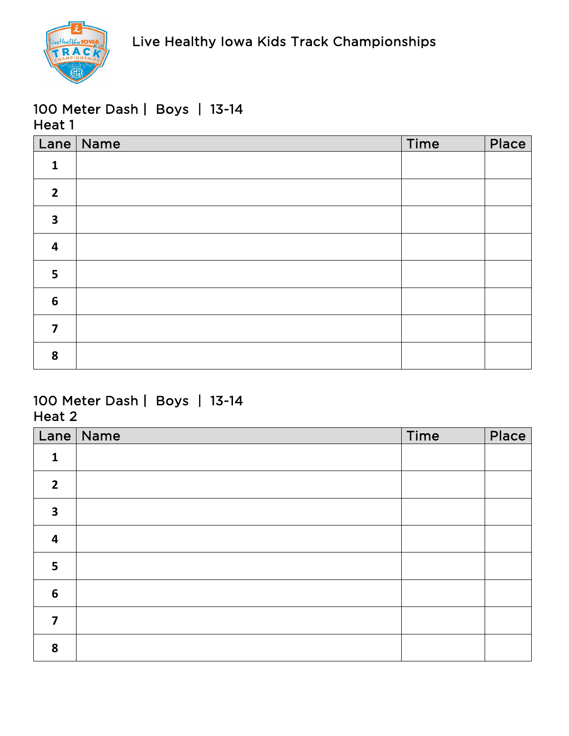Live Healthy Iowa Kids Track Championships

## 100 Meter Dash | Boys | 13-14
Heat 1

| Lane | Name | Time | Place |
|---|---|---|---|
| 1 | | | |
| 2 | | | |
| 3 | | | |
| 4 | | | |
| 5 | | | |
| 6 | | | |
| 7 | | | |
| 8 | | | |

## 100 Meter Dash | Boys | 13-14
Heat 2

| Lane | Name | Time | Place |
|---|---|---|---|
| 1 | | | |
| 2 | | | |
| 3 | | | |
| 4 | | | |
| 5 | | | |
| 6 | | | |
| 7 | | | |
| 8 | | | |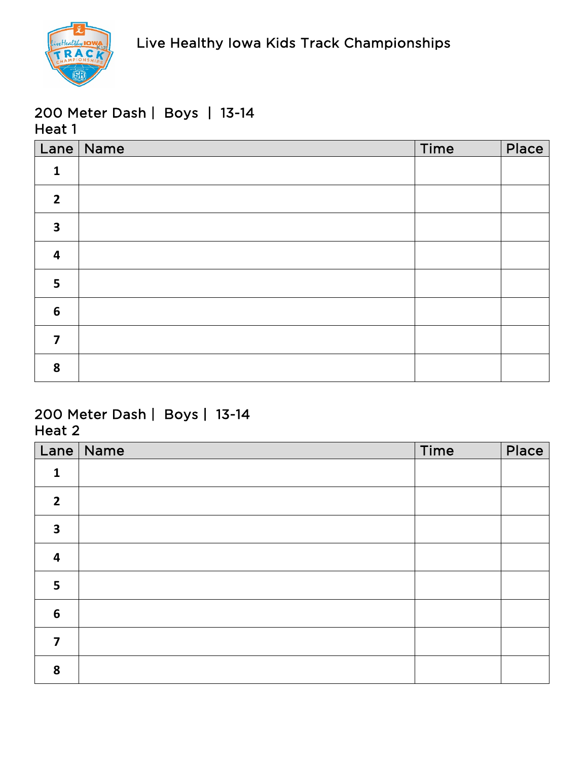Live Healthy Iowa Kids Track Championships

## 200 Meter Dash | Boys | 13-14
### Heat 1

| Lane | Name | Time | Place |
|---|---|---|---|
| 1 | | | |
| 2 | | | |
| 3 | | | |
| 4 | | | |
| 5 | | | |
| 6 | | | |
| 7 | | | |
| 8 | | | |

## 200 Meter Dash | Boys | 13-14
### Heat 2

| Lane | Name | Time | Place |
|---|---|---|---|
| 1 | | | |
| 2 | | | |
| 3 | | | |
| 4 | | | |
| 5 | | | |
| 6 | | | |
| 7 | | | |
| 8 | | | |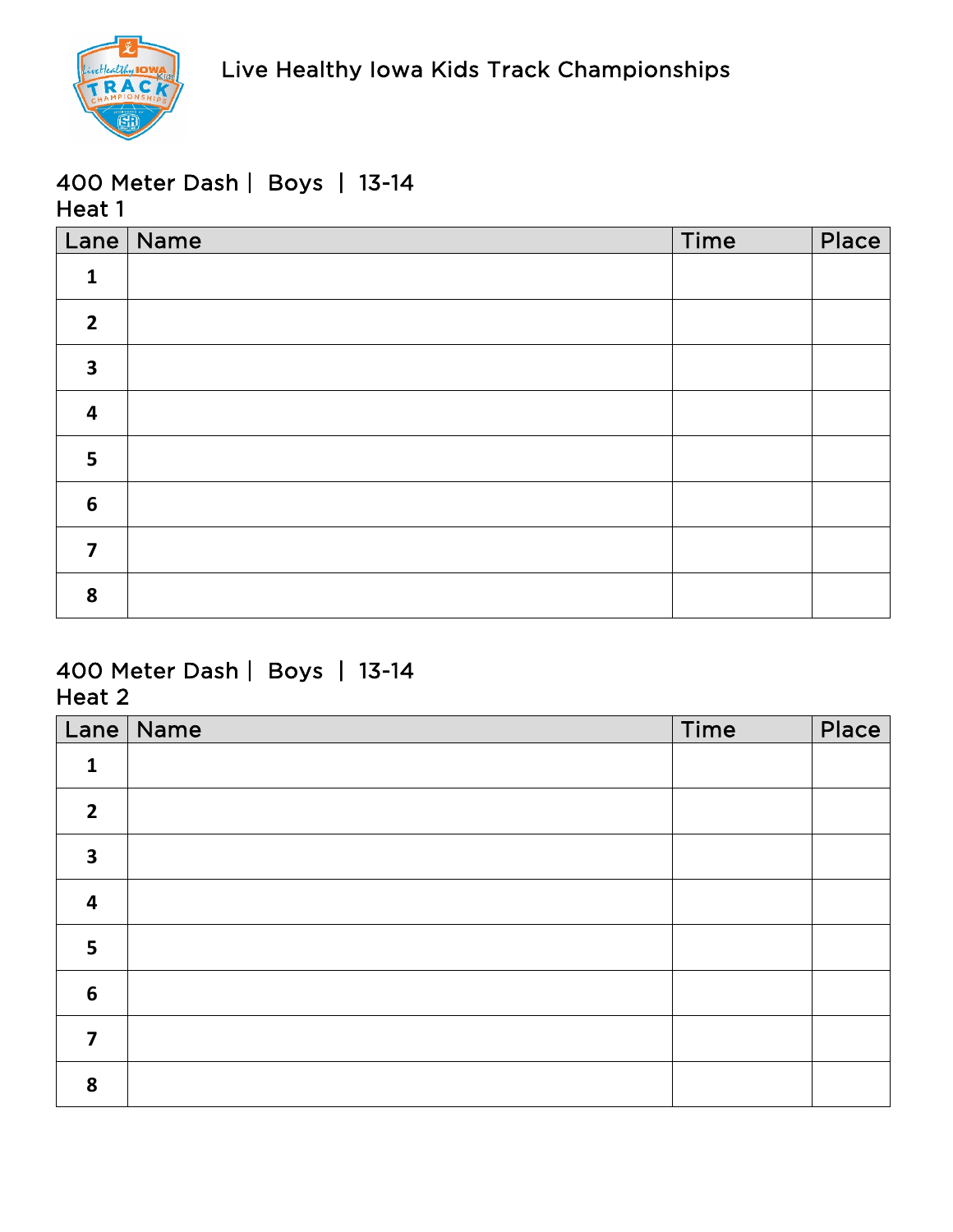Live Healthy Iowa Kids Track Championships

## 400 Meter Dash | Boys | 13-14
### Heat 1

| Lane | Name | Time | Place |
|---|---|---|---|
| 1 | | | |
| 2 | | | |
| 3 | | | |
| 4 | | | |
| 5 | | | |
| 6 | | | |
| 7 | | | |
| 8 | | | |

## 400 Meter Dash | Boys | 13-14
### Heat 2

| Lane | Name | Time | Place |
|---|---|---|---|
| 1 | | | |
| 2 | | | |
| 3 | | | |
| 4 | | | |
| 5 | | | |
| 6 | | | |
| 7 | | | |
| 8 | | | |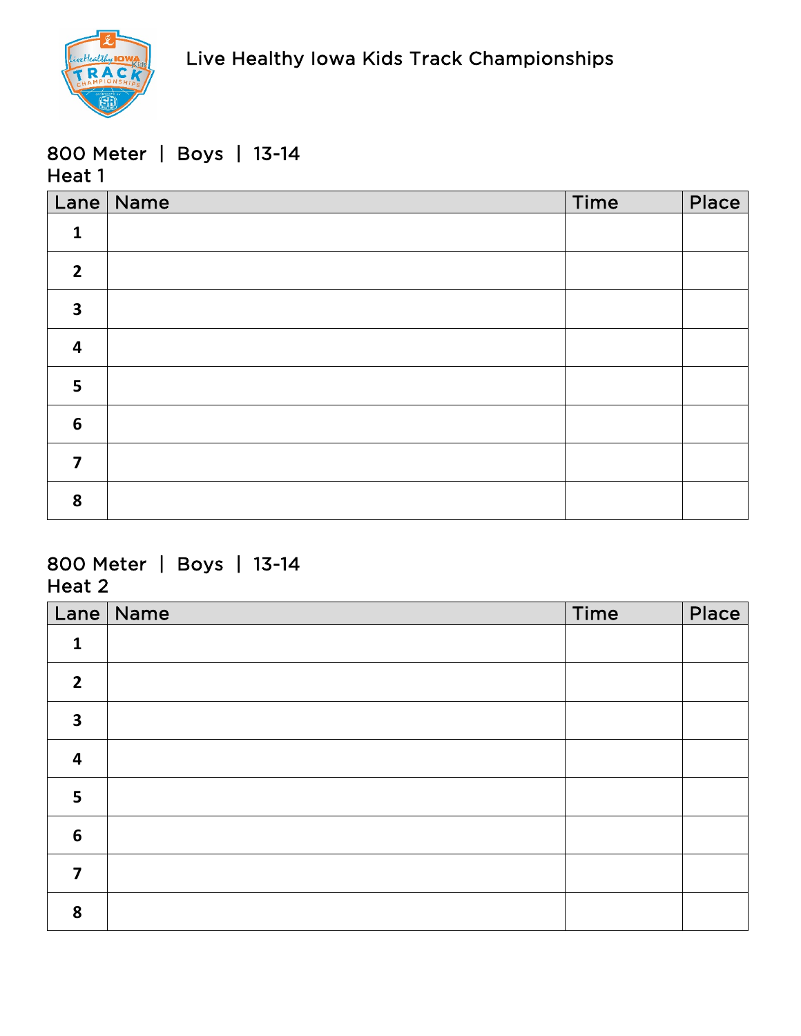Live Healthy Iowa Kids Track Championships

## 800 Meter | Boys | 13-14
### Heat 1

| Lane | Name | Time | Place |
|---|---|---|---|
| 1 | | | |
| 2 | | | |
| 3 | | | |
| 4 | | | |
| 5 | | | |
| 6 | | | |
| 7 | | | |
| 8 | | | |

## 800 Meter | Boys | 13-14
### Heat 2

| Lane | Name | Time | Place |
|---|---|---|---|
| 1 | | | |
| 2 | | | |
| 3 | | | |
| 4 | | | |
| 5 | | | |
| 6 | | | |
| 7 | | | |
| 8 | | | |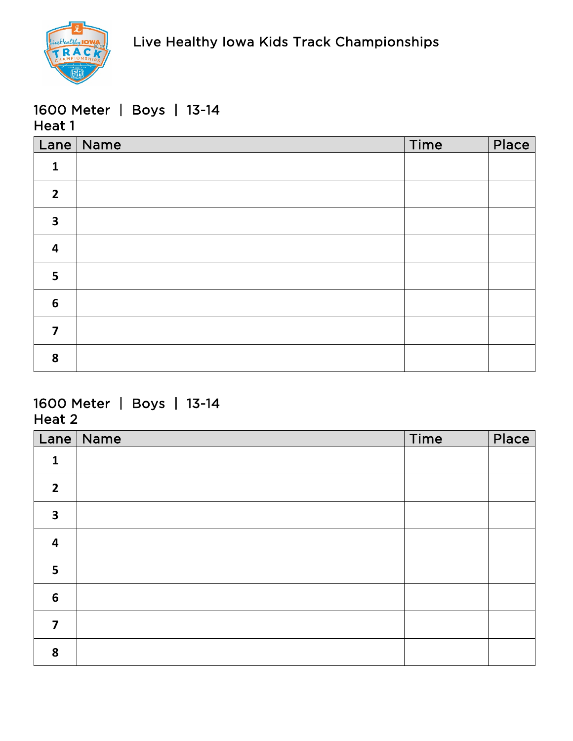Live Healthy Iowa Kids Track Championships

## 1600 Meter | Boys | 13-14
### Heat 1

| Lane | Name | Time | Place |
|---|---|---|---|
| 1 | | | |
| 2 | | | |
| 3 | | | |
| 4 | | | |
| 5 | | | |
| 6 | | | |
| 7 | | | |
| 8 | | | |

## 1600 Meter | Boys | 13-14
### Heat 2

| Lane | Name | Time | Place |
|---|---|---|---|
| 1 | | | |
| 2 | | | |
| 3 | | | |
| 4 | | | |
| 5 | | | |
| 6 | | | |
| 7 | | | |
| 8 | | | |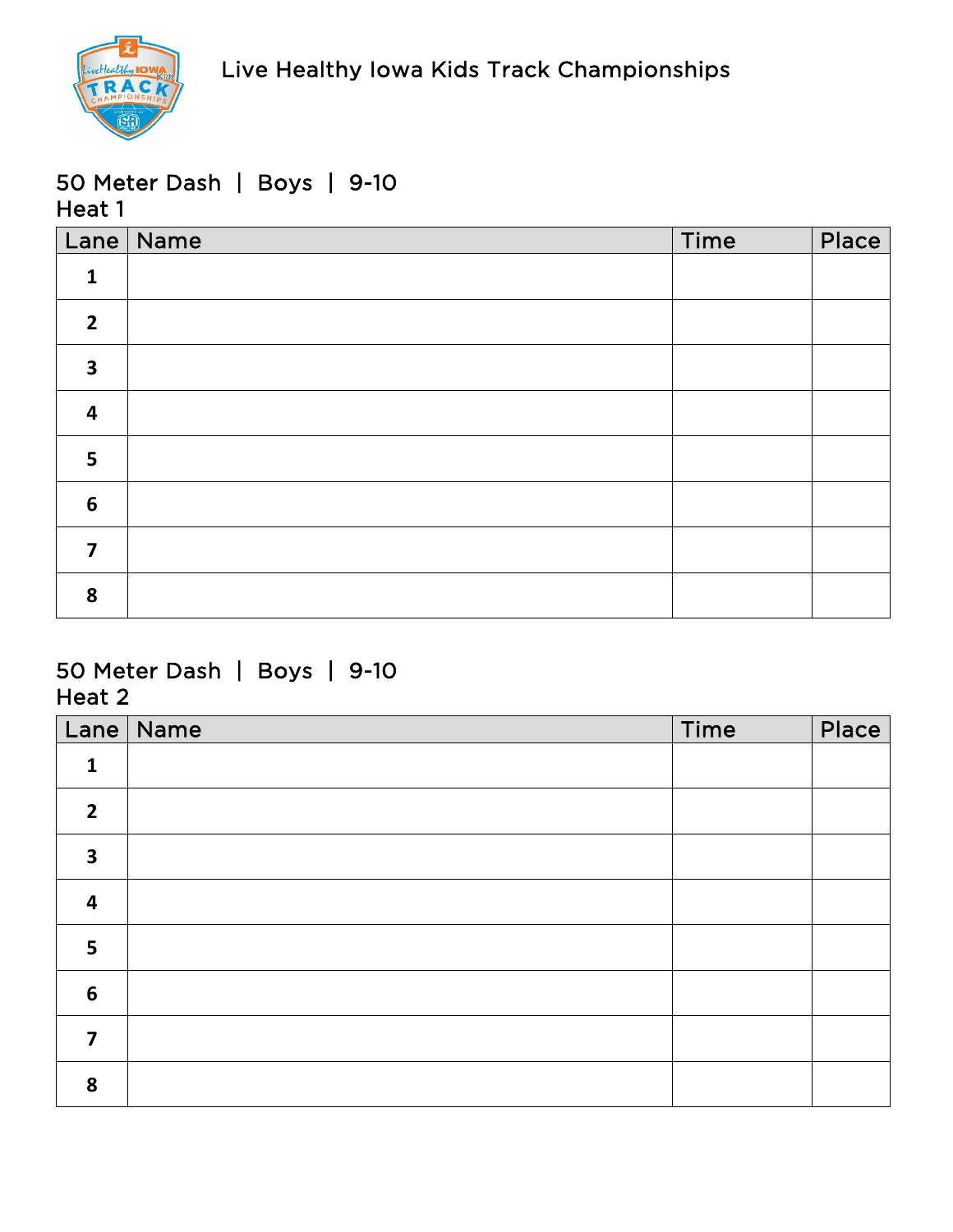Live Healthy Iowa Kids Track Championships

## 50 Meter Dash | Boys | 9-10
### Heat 1

| Lane | Name | Time | Place |
|---|---|---|---|
| 1 | | | |
| 2 | | | |
| 3 | | | |
| 4 | | | |
| 5 | | | |
| 6 | | | |
| 7 | | | |
| 8 | | | |

## 50 Meter Dash | Boys | 9-10
### Heat 2

| Lane | Name | Time | Place |
|---|---|---|---|
| 1 | | | |
| 2 | | | |
| 3 | | | |
| 4 | | | |
| 5 | | | |
| 6 | | | |
| 7 | | | |
| 8 | | | |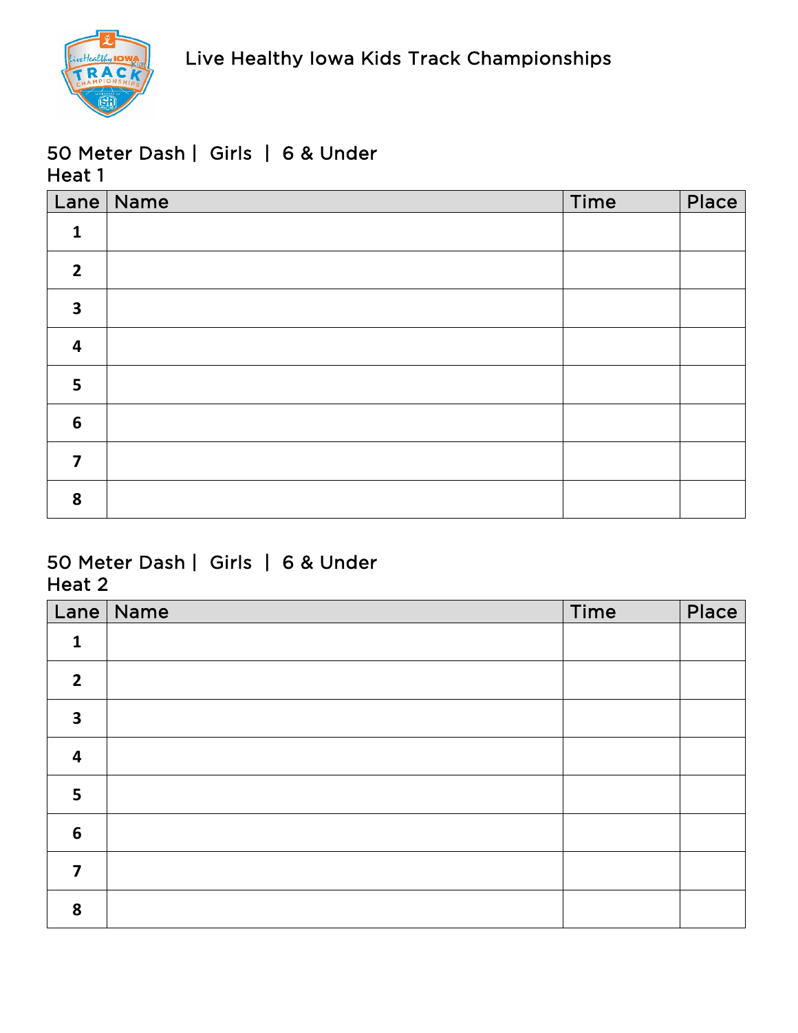Live Healthy Iowa Kids Track Championships

## 50 Meter Dash | Girls | 6 & Under
### Heat 1

| Lane | Name | Time | Place |
|---|---|---|---|
| 1 | | | |
| 2 | | | |
| 3 | | | |
| 4 | | | |
| 5 | | | |
| 6 | | | |
| 7 | | | |
| 8 | | | |

## 50 Meter Dash | Girls | 6 & Under
### Heat 2

| Lane | Name | Time | Place |
|---|---|---|---|
| 1 | | | |
| 2 | | | |
| 3 | | | |
| 4 | | | |
| 5 | | | |
| 6 | | | |
| 7 | | | |
| 8 | | | |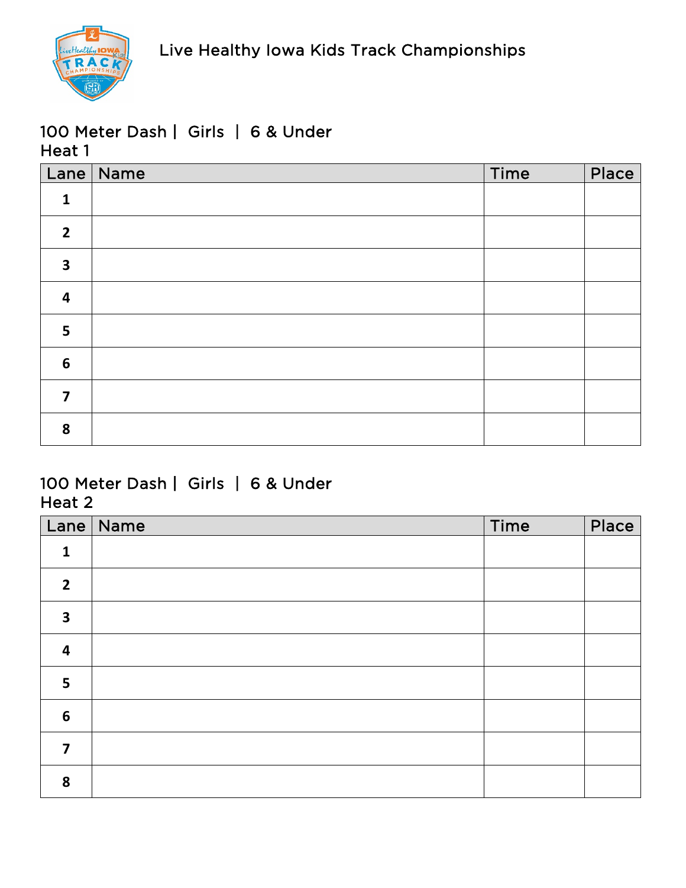Live Healthy Iowa Kids Track Championships

## 100 Meter Dash | Girls | 6 & Under
### Heat 1

| Lane | Name | Time | Place |
|---|---|---|---|
| 1 | | | |
| 2 | | | |
| 3 | | | |
| 4 | | | |
| 5 | | | |
| 6 | | | |
| 7 | | | |
| 8 | | | |

## 100 Meter Dash | Girls | 6 & Under
### Heat 2

| Lane | Name | Time | Place |
|---|---|---|---|
| 1 | | | |
| 2 | | | |
| 3 | | | |
| 4 | | | |
| 5 | | | |
| 6 | | | |
| 7 | | | |
| 8 | | | |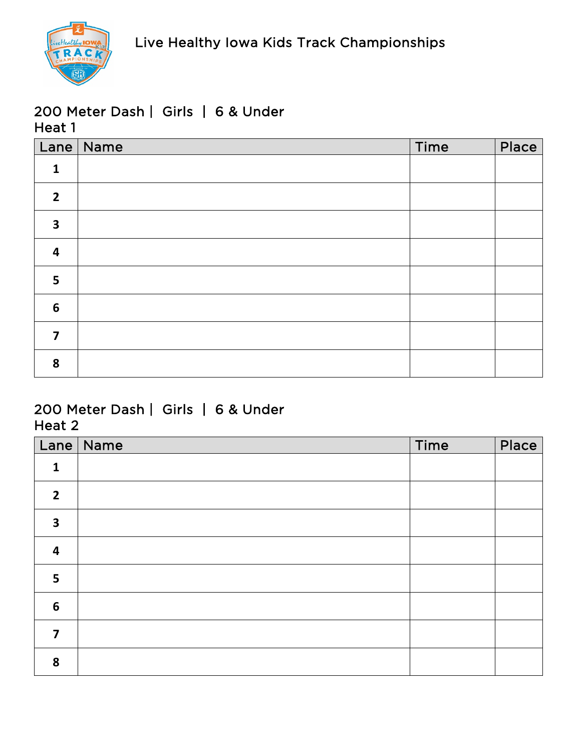Live Healthy Iowa Kids Track Championships

## 200 Meter Dash | Girls | 6 & Under
Heat 1

| Lane | Name | Time | Place |
| --- | --- | --- | --- |
| 1 | | | |
| 2 | | | |
| 3 | | | |
| 4 | | | |
| 5 | | | |
| 6 | | | |
| 7 | | | |
| 8 | | | |

## 200 Meter Dash | Girls | 6 & Under
Heat 2

| Lane | Name | Time | Place |
| --- | --- | --- | --- |
| 1 | | | |
| 2 | | | |
| 3 | | | |
| 4 | | | |
| 5 | | | |
| 6 | | | |
| 7 | | | |
| 8 | | | |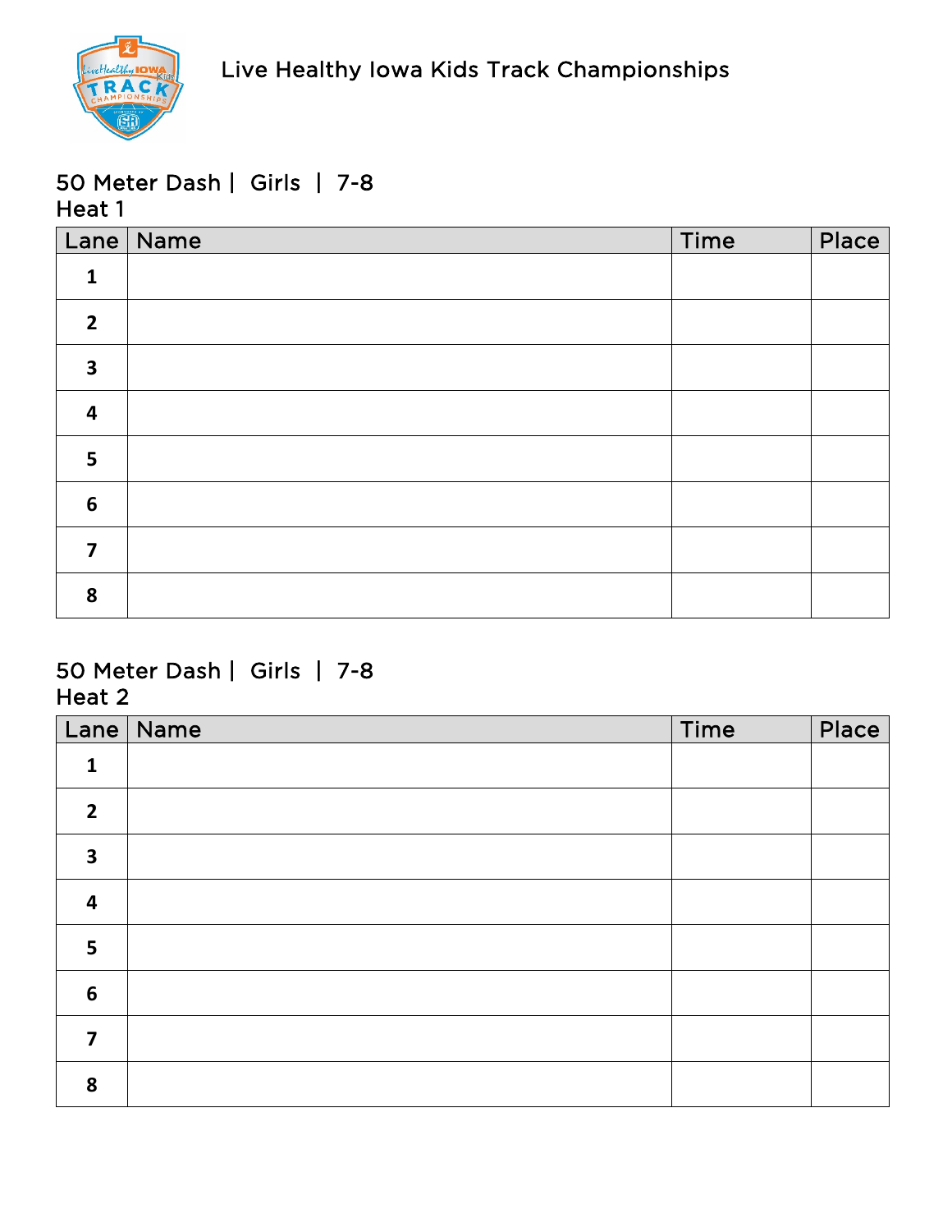Live Healthy Iowa Kids Track Championships

## 50 Meter Dash | Girls | 7-8
Heat 1

| Lane | Name | Time | Place |
|---|---|---|---|
| 1 | | | |
| 2 | | | |
| 3 | | | |
| 4 | | | |
| 5 | | | |
| 6 | | | |
| 7 | | | |
| 8 | | | |

## 50 Meter Dash | Girls | 7-8
Heat 2

| Lane | Name | Time | Place |
|---|---|---|---|
| 1 | | | |
| 2 | | | |
| 3 | | | |
| 4 | | | |
| 5 | | | |
| 6 | | | |
| 7 | | | |
| 8 | | | |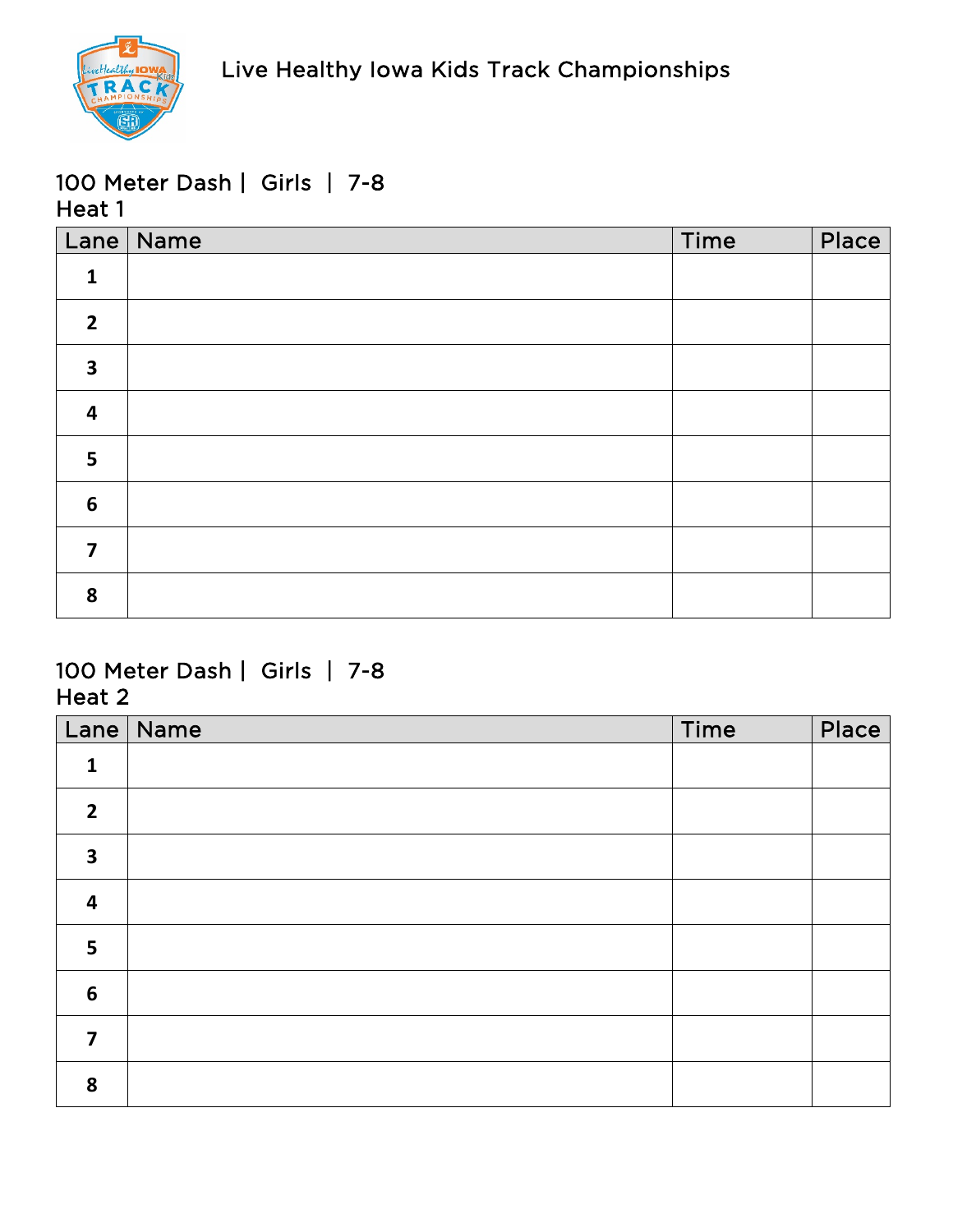Live Healthy Iowa Kids Track Championships

## 100 Meter Dash | Girls | 7-8

Heat 1

| Lane | Name | Time | Place |
|---|---|---|---|
| 1 | | | |
| 2 | | | |
| 3 | | | |
| 4 | | | |
| 5 | | | |
| 6 | | | |
| 7 | | | |
| 8 | | | |

## 100 Meter Dash | Girls | 7-8

Heat 2

| Lane | Name | Time | Place |
|---|---|---|---|
| 1 | | | |
| 2 | | | |
| 3 | | | |
| 4 | | | |
| 5 | | | |
| 6 | | | |
| 7 | | | |
| 8 | | | |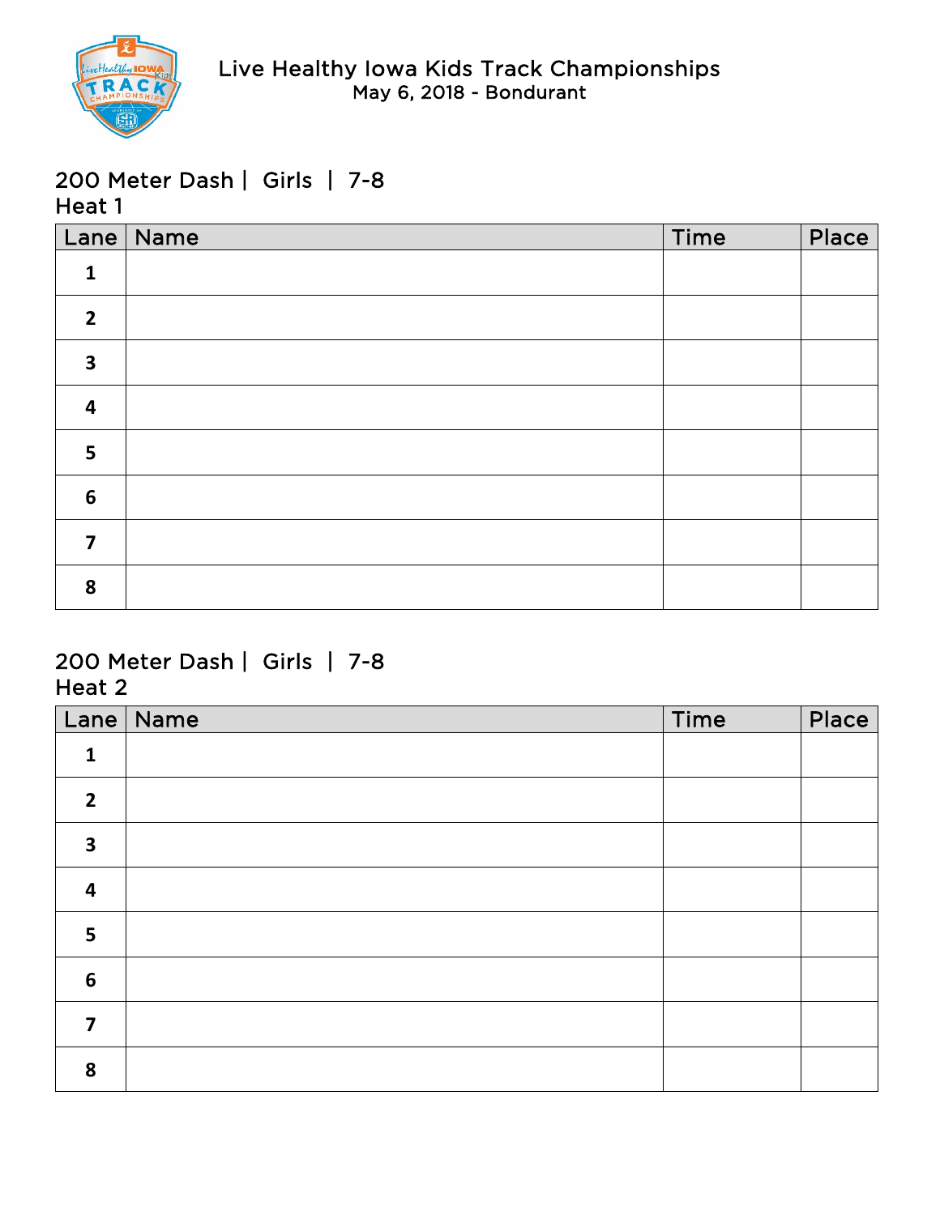# Live Healthy Iowa Kids Track Championships

May 6, 2018 - Bondurant

## 200 Meter Dash | Girls | 7-8

Heat 1

| Lane | Name | Time | Place |
|---|---|---|---|
| 1 | | | |
| 2 | | | |
| 3 | | | |
| 4 | | | |
| 5 | | | |
| 6 | | | |
| 7 | | | |
| 8 | | | |

## 200 Meter Dash | Girls | 7-8

Heat 2

| Lane | Name | Time | Place |
|---|---|---|---|
| 1 | | | |
| 2 | | | |
| 3 | | | |
| 4 | | | |
| 5 | | | |
| 6 | | | |
| 7 | | | |
| 8 | | | |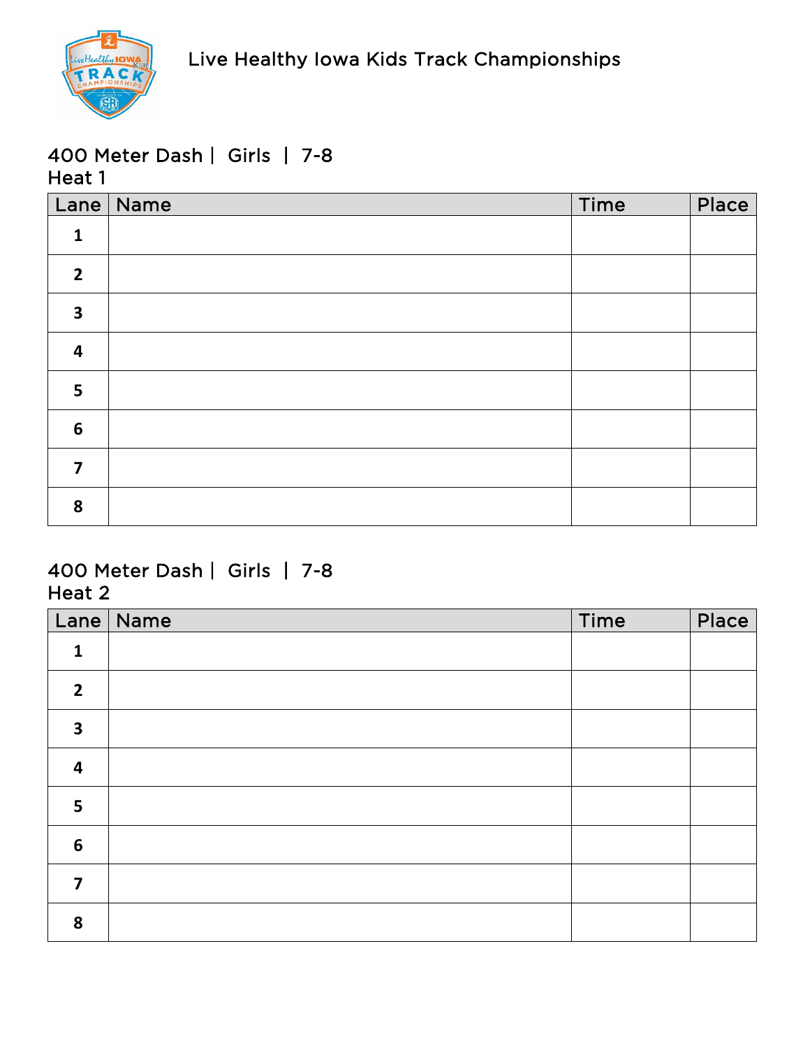Live Healthy Iowa Kids Track Championships

## 400 Meter Dash | Girls | 7-8
### Heat 1

| Lane | Name | Time | Place |
|---|---|---|---|
| 1 | | | |
| 2 | | | |
| 3 | | | |
| 4 | | | |
| 5 | | | |
| 6 | | | |
| 7 | | | |
| 8 | | | |

## 400 Meter Dash | Girls | 7-8
### Heat 2

| Lane | Name | Time | Place |
|---|---|---|---|
| 1 | | | |
| 2 | | | |
| 3 | | | |
| 4 | | | |
| 5 | | | |
| 6 | | | |
| 7 | | | |
| 8 | | | |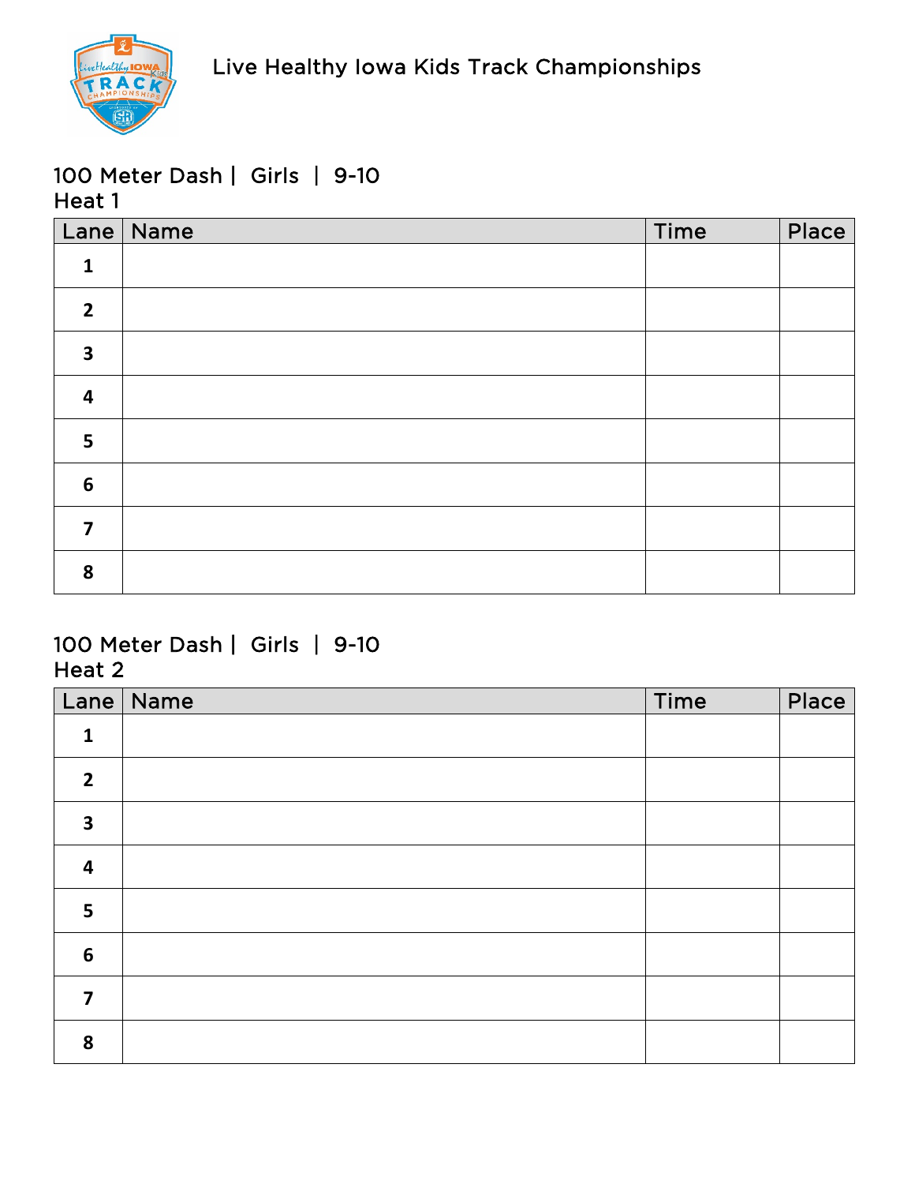Live Healthy Iowa Kids Track Championships

## 100 Meter Dash | Girls | 9-10
### Heat 1

| Lane | Name | Time | Place |
|---|---|---|---|
| 1 | | | |
| 2 | | | |
| 3 | | | |
| 4 | | | |
| 5 | | | |
| 6 | | | |
| 7 | | | |
| 8 | | | |

## 100 Meter Dash | Girls | 9-10
### Heat 2

| Lane | Name | Time | Place |
|---|---|---|---|
| 1 | | | |
| 2 | | | |
| 3 | | | |
| 4 | | | |
| 5 | | | |
| 6 | | | |
| 7 | | | |
| 8 | | | |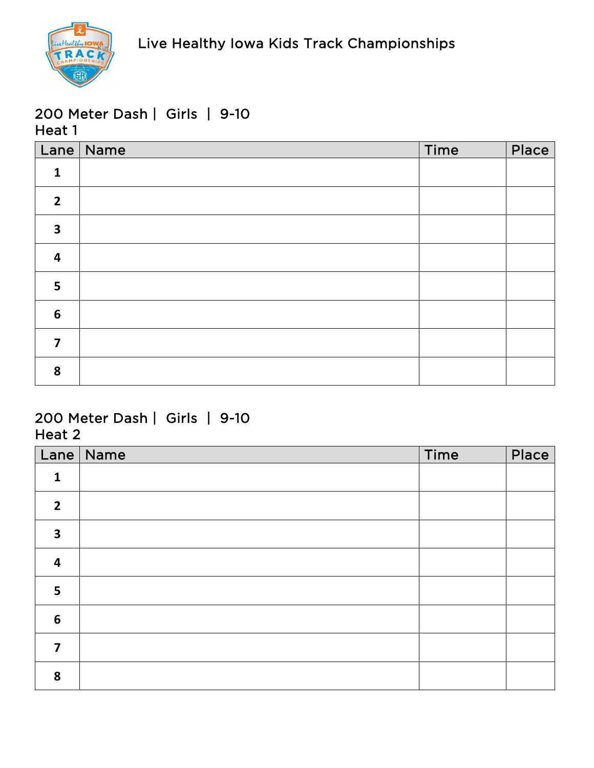Live Healthy Iowa Kids Track Championships

## 200 Meter Dash | Girls | 9-10
### Heat 1

| Lane | Name | Time | Place |
|---|---|---|---|
| **1** | | | |
| **2** | | | |
| **3** | | | |
| **4** | | | |
| **5** | | | |
| **6** | | | |
| **7** | | | |
| **8** | | | |

## 200 Meter Dash | Girls | 9-10
### Heat 2

| Lane | Name | Time | Place |
|---|---|---|---|
| **1** | | | |
| **2** | | | |
| **3** | | | |
| **4** | | | |
| **5** | | | |
| **6** | | | |
| **7** | | | |
| **8** | | | |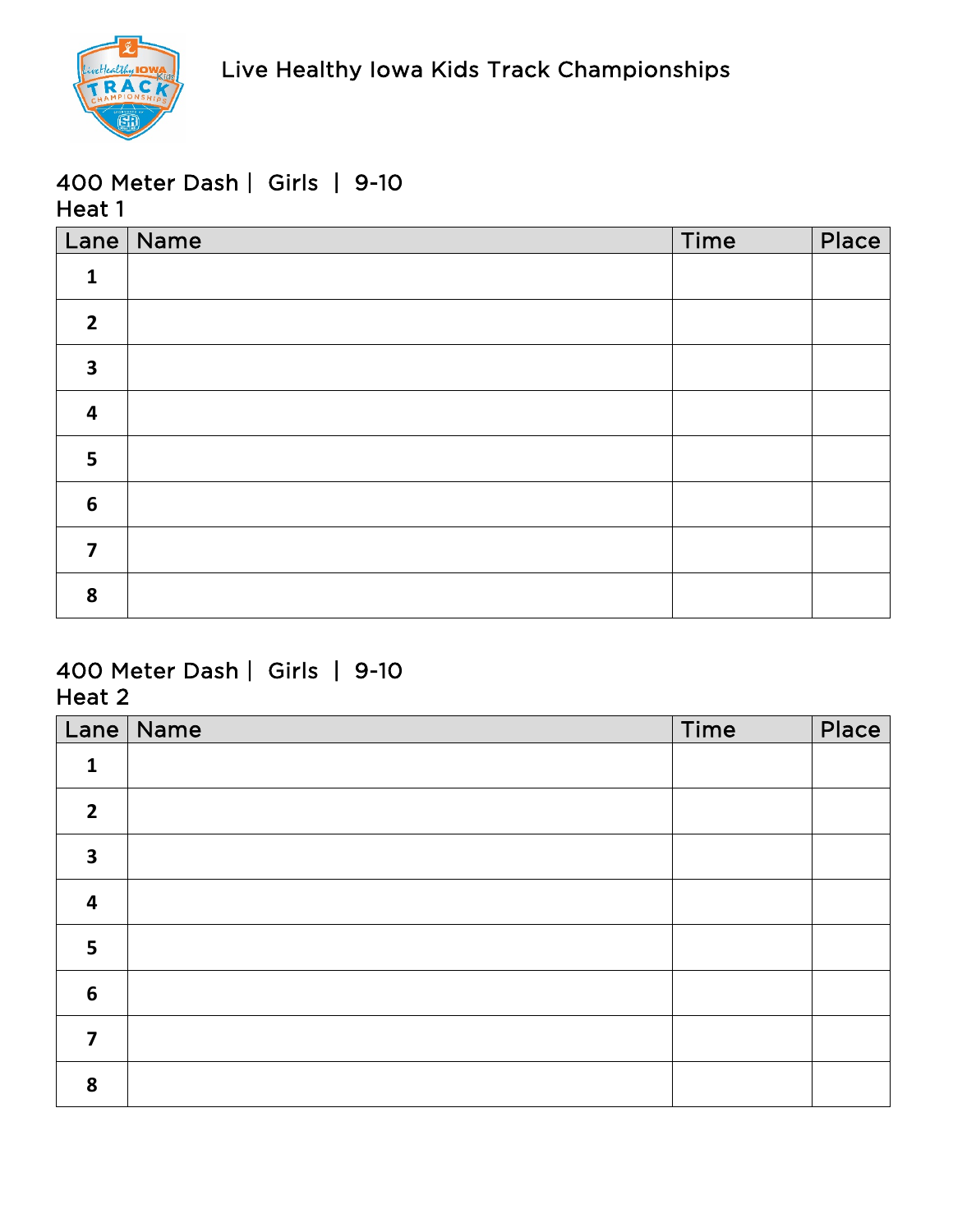Live Healthy Iowa Kids Track Championships

## 400 Meter Dash | Girls | 9-10
### Heat 1

| Lane | Name | Time | Place |
|---|---|---|---|
| 1 | | | |
| 2 | | | |
| 3 | | | |
| 4 | | | |
| 5 | | | |
| 6 | | | |
| 7 | | | |
| 8 | | | |

## 400 Meter Dash | Girls | 9-10
### Heat 2

| Lane | Name | Time | Place |
|---|---|---|---|
| 1 | | | |
| 2 | | | |
| 3 | | | |
| 4 | | | |
| 5 | | | |
| 6 | | | |
| 7 | | | |
| 8 | | | |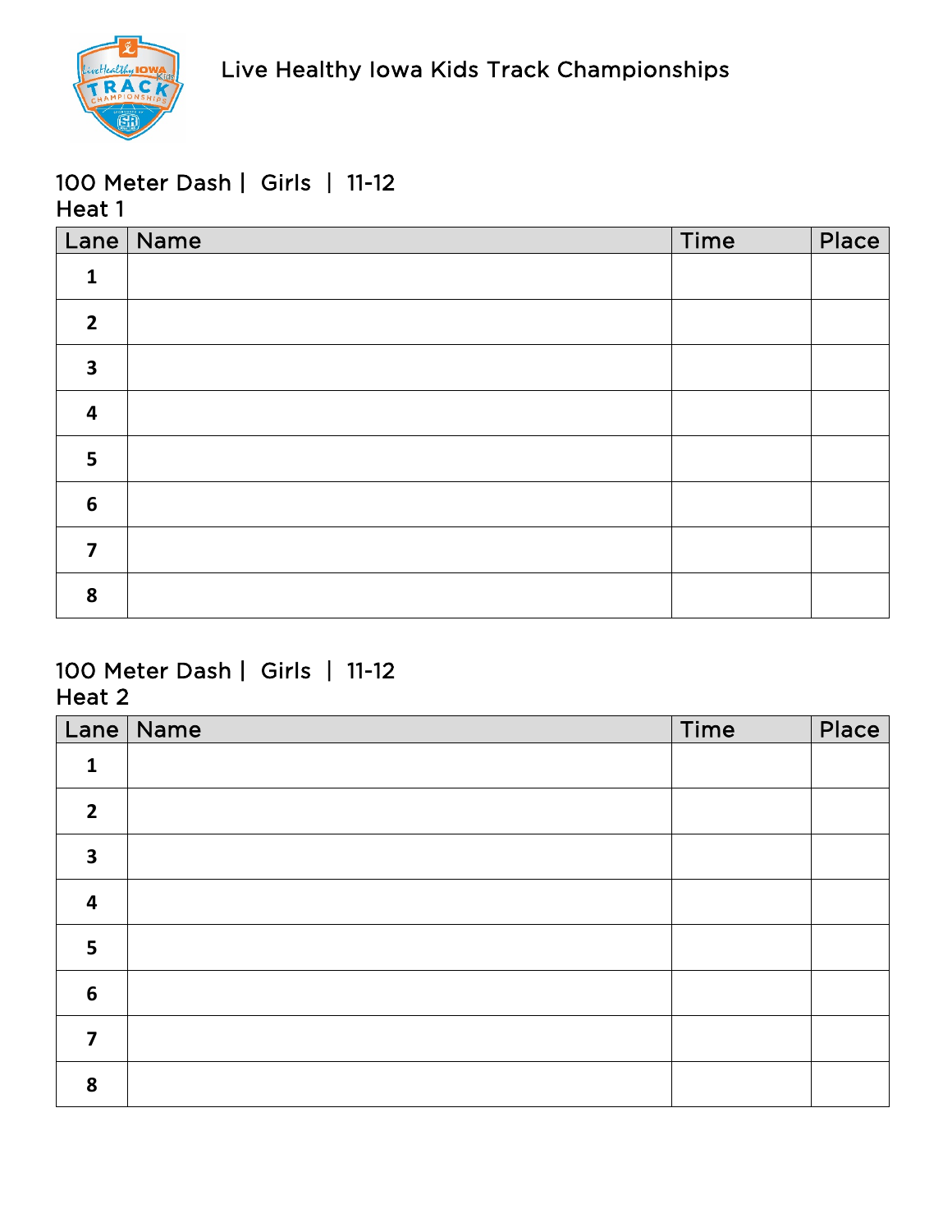Live Healthy Iowa Kids Track Championships

## 100 Meter Dash | Girls | 11-12
### Heat 1

| Lane | Name | Time | Place |
|---|---|---|---|
| 1 | | | |
| 2 | | | |
| 3 | | | |
| 4 | | | |
| 5 | | | |
| 6 | | | |
| 7 | | | |
| 8 | | | |

## 100 Meter Dash | Girls | 11-12
### Heat 2

| Lane | Name | Time | Place |
|---|---|---|---|
| 1 | | | |
| 2 | | | |
| 3 | | | |
| 4 | | | |
| 5 | | | |
| 6 | | | |
| 7 | | | |
| 8 | | | |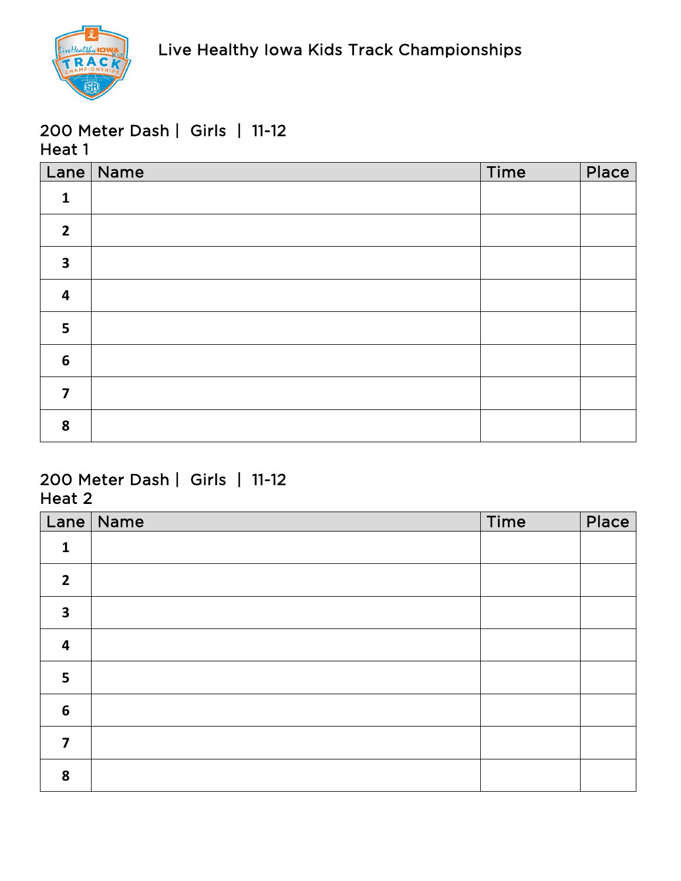Live Healthy Iowa Kids Track Championships

## 200 Meter Dash | Girls | 11-12
### Heat 1

| Lane | Name | Time | Place |
|---|---|---|---|
| 1 | | | |
| 2 | | | |
| 3 | | | |
| 4 | | | |
| 5 | | | |
| 6 | | | |
| 7 | | | |
| 8 | | | |

## 200 Meter Dash | Girls | 11-12
### Heat 2

| Lane | Name | Time | Place |
|---|---|---|---|
| 1 | | | |
| 2 | | | |
| 3 | | | |
| 4 | | | |
| 5 | | | |
| 6 | | | |
| 7 | | | |
| 8 | | | |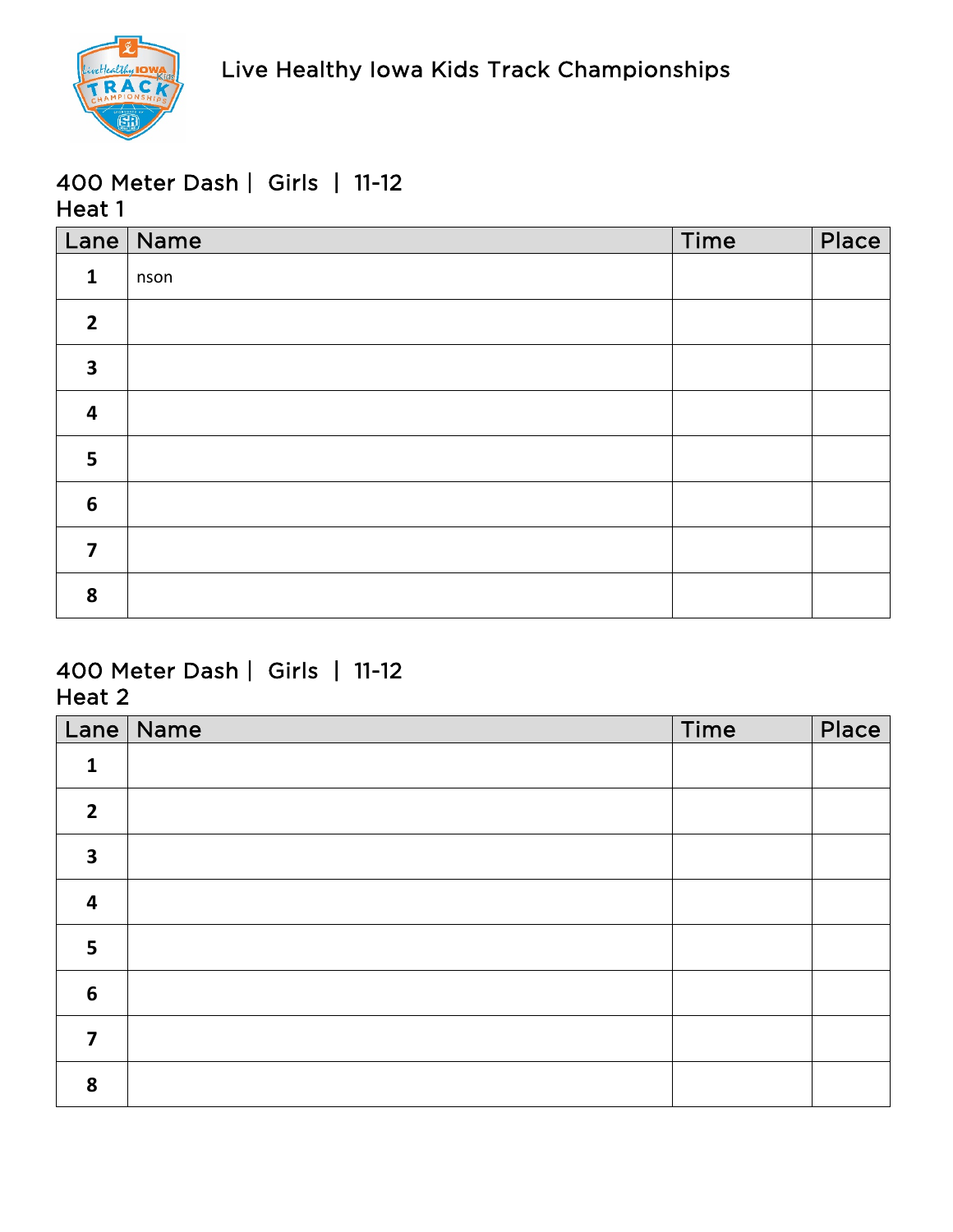Live Healthy Iowa Kids Track Championships

## 400 Meter Dash | Girls | 11-12
### Heat 1

| Lane | Name | Time | Place |
|---|---|---|---|
| 1 | nson | | |
| 2 | | | |
| 3 | | | |
| 4 | | | |
| 5 | | | |
| 6 | | | |
| 7 | | | |
| 8 | | | |

## 400 Meter Dash | Girls | 11-12
### Heat 2

| Lane | Name | Time | Place |
|---|---|---|---|
| 1 | | | |
| 2 | | | |
| 3 | | | |
| 4 | | | |
| 5 | | | |
| 6 | | | |
| 7 | | | |
| 8 | | | |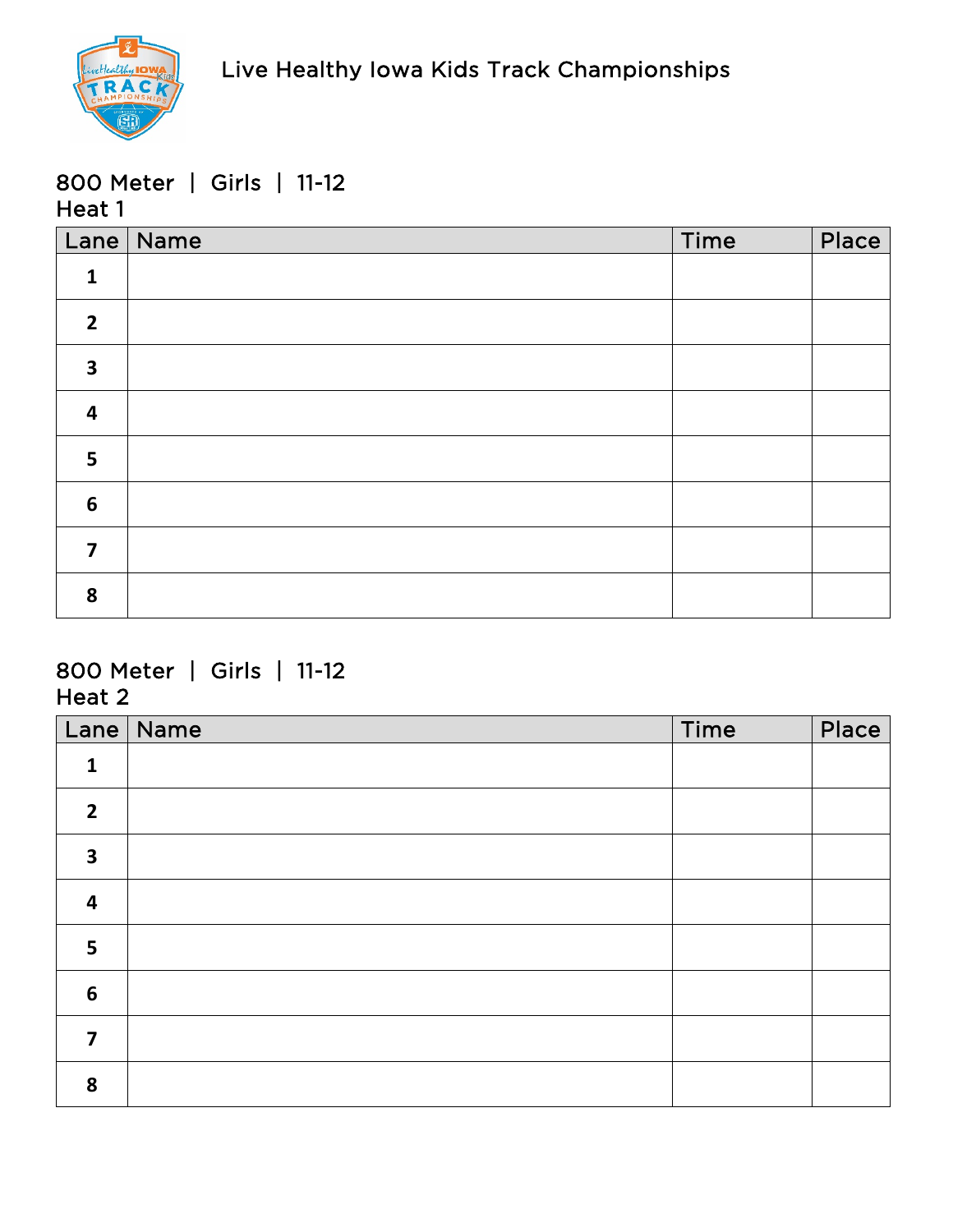# Live Healthy Iowa Kids Track Championships

## 800 Meter | Girls | 11-12
### Heat 1

| Lane | Name | Time | Place |
|---|---|---|---|
| 1 | | | |
| 2 | | | |
| 3 | | | |
| 4 | | | |
| 5 | | | |
| 6 | | | |
| 7 | | | |
| 8 | | | |

## 800 Meter | Girls | 11-12
### Heat 2

| Lane | Name | Time | Place |
|---|---|---|---|
| 1 | | | |
| 2 | | | |
| 3 | | | |
| 4 | | | |
| 5 | | | |
| 6 | | | |
| 7 | | | |
| 8 | | | |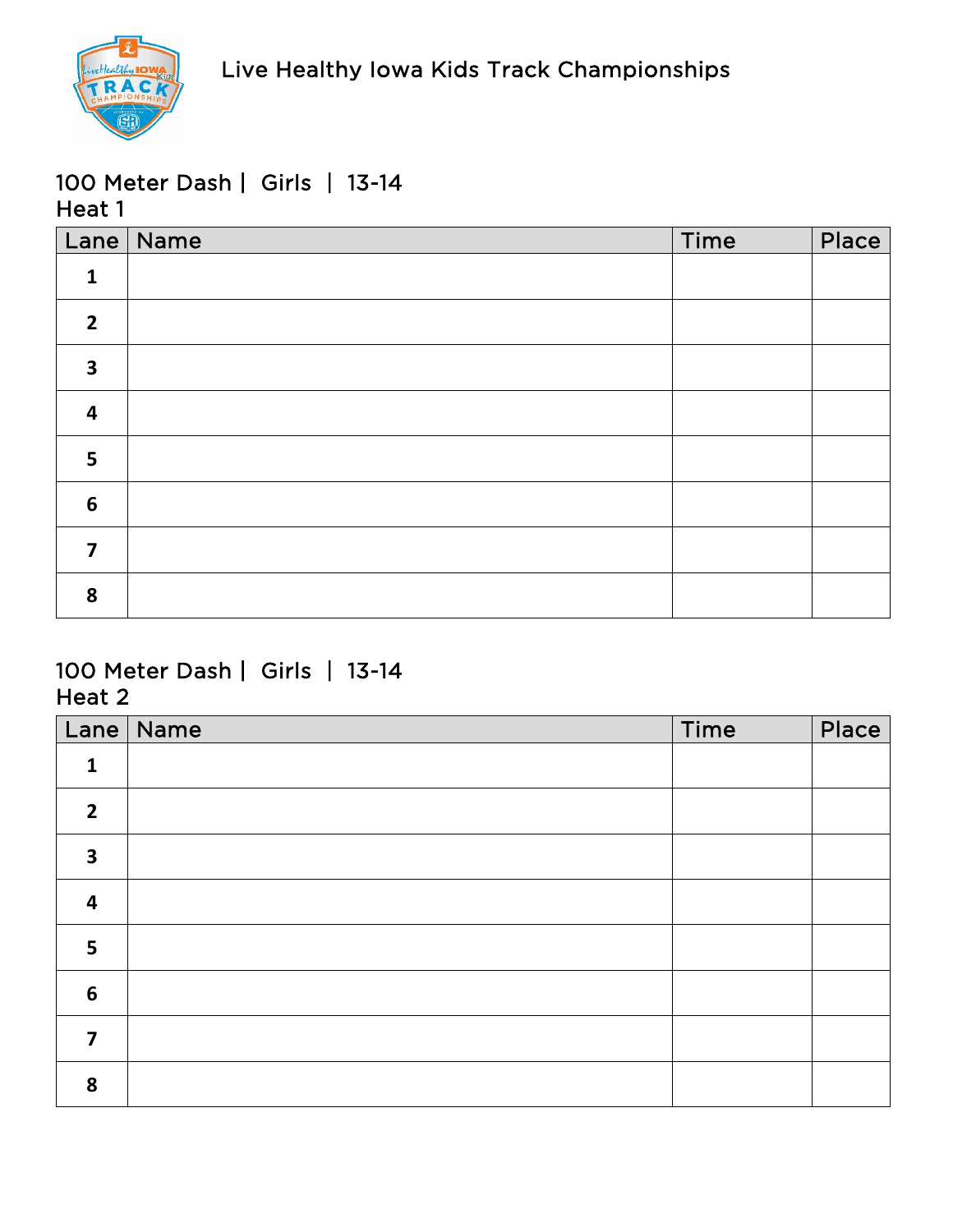Live Healthy Iowa Kids Track Championships

## 100 Meter Dash | Girls | 13-14
### Heat 1

| Lane | Name | Time | Place |
|---|---|---|---|
| 1 | | | |
| 2 | | | |
| 3 | | | |
| 4 | | | |
| 5 | | | |
| 6 | | | |
| 7 | | | |
| 8 | | | |

## 100 Meter Dash | Girls | 13-14
### Heat 2

| Lane | Name | Time | Place |
|---|---|---|---|
| 1 | | | |
| 2 | | | |
| 3 | | | |
| 4 | | | |
| 5 | | | |
| 6 | | | |
| 7 | | | |
| 8 | | | |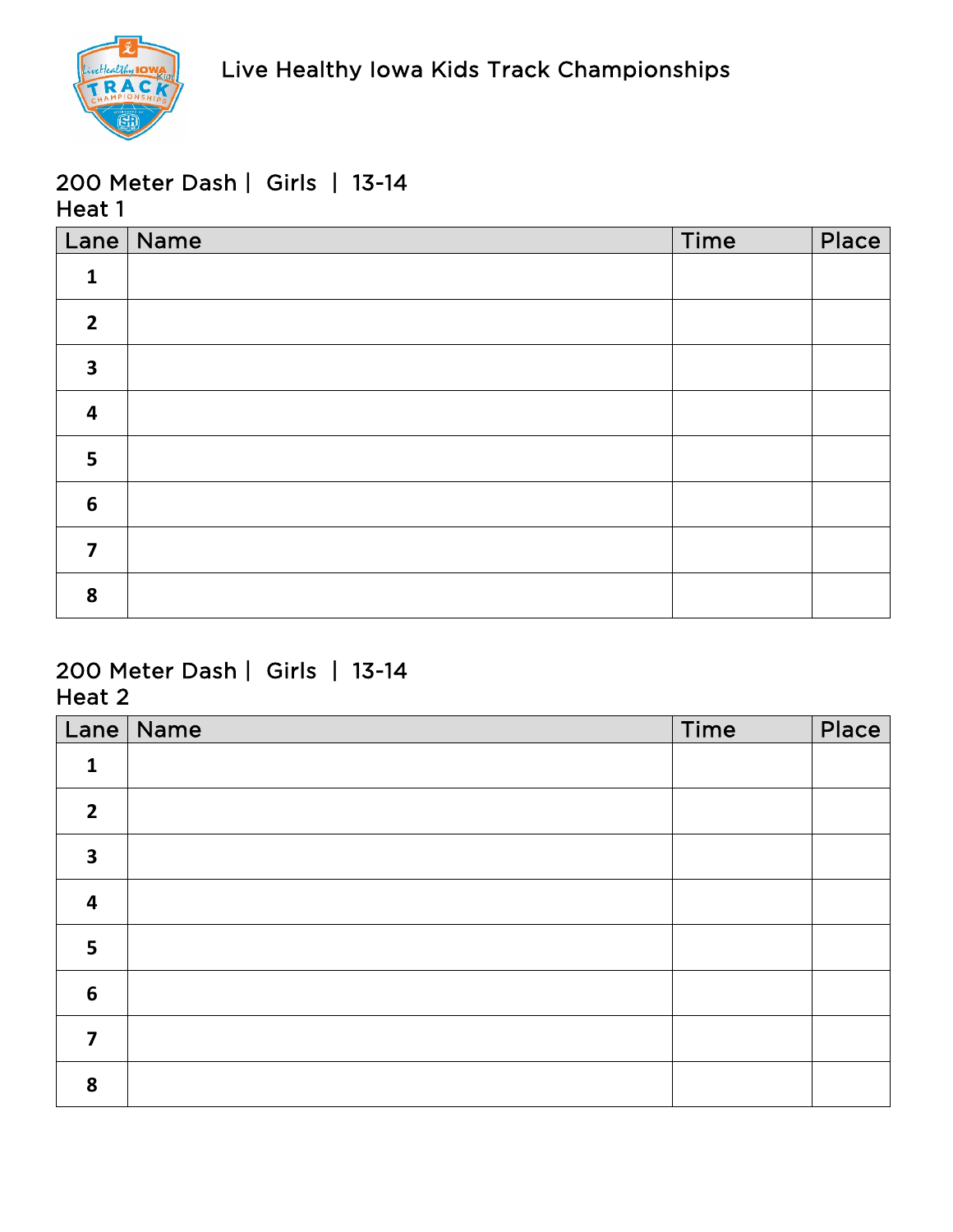Live Healthy Iowa Kids Track Championships

## 200 Meter Dash | Girls | 13-14
### Heat 1

| Lane | Name | Time | Place |
|---|---|---|---|
| 1 | | | |
| 2 | | | |
| 3 | | | |
| 4 | | | |
| 5 | | | |
| 6 | | | |
| 7 | | | |
| 8 | | | |

## 200 Meter Dash | Girls | 13-14
### Heat 2

| Lane | Name | Time | Place |
|---|---|---|---|
| 1 | | | |
| 2 | | | |
| 3 | | | |
| 4 | | | |
| 5 | | | |
| 6 | | | |
| 7 | | | |
| 8 | | | |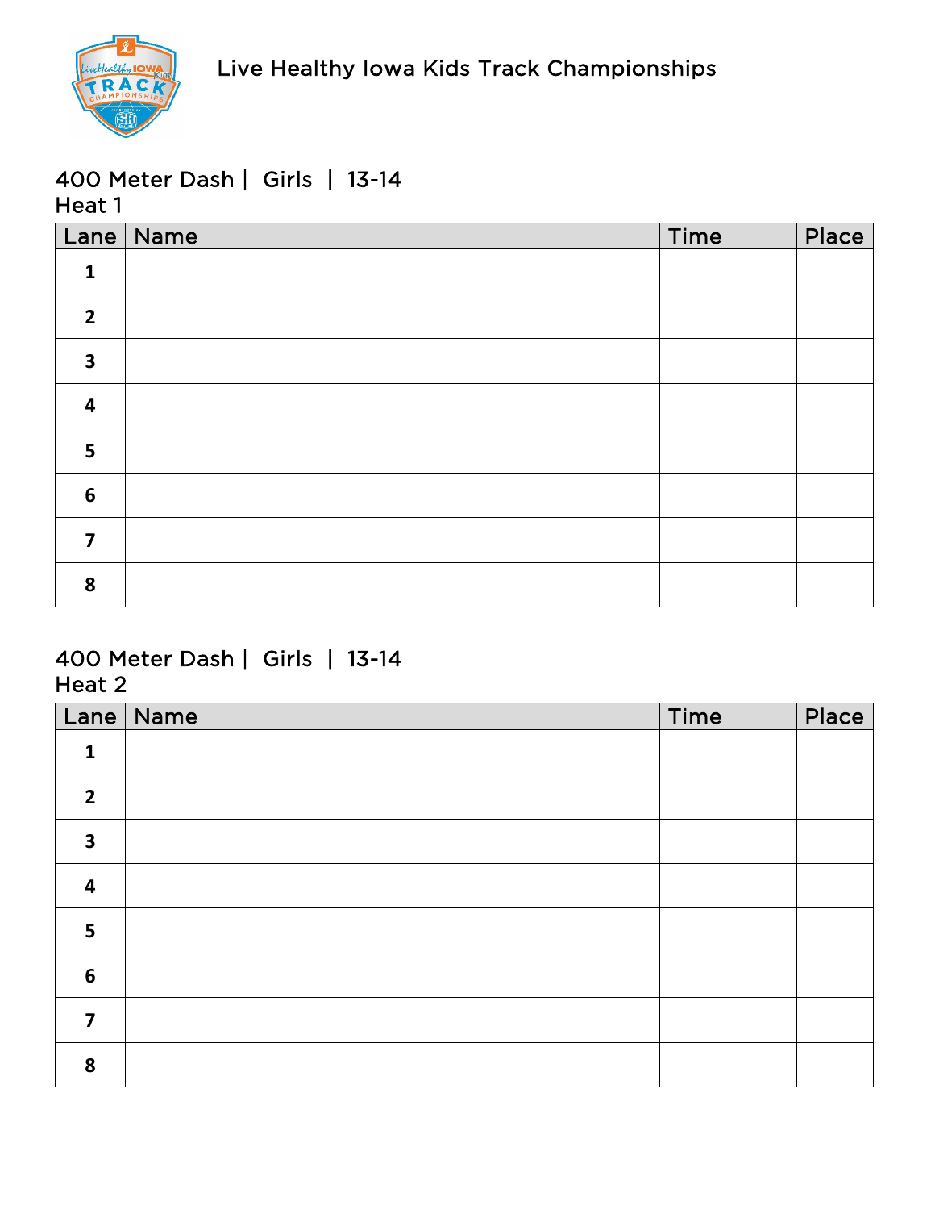Live Healthy Iowa Kids Track Championships

## 400 Meter Dash | Girls | 13-14
### Heat 1

| Lane | Name | Time | Place |
|---|---|---|---|
| **1** | | | |
| **2** | | | |
| **3** | | | |
| **4** | | | |
| **5** | | | |
| **6** | | | |
| **7** | | | |
| **8** | | | |

## 400 Meter Dash | Girls | 13-14
### Heat 2

| Lane | Name | Time | Place |
|---|---|---|---|
| **1** | | | |
| **2** | | | |
| **3** | | | |
| **4** | | | |
| **5** | | | |
| **6** | | | |
| **7** | | | |
| **8** | | | |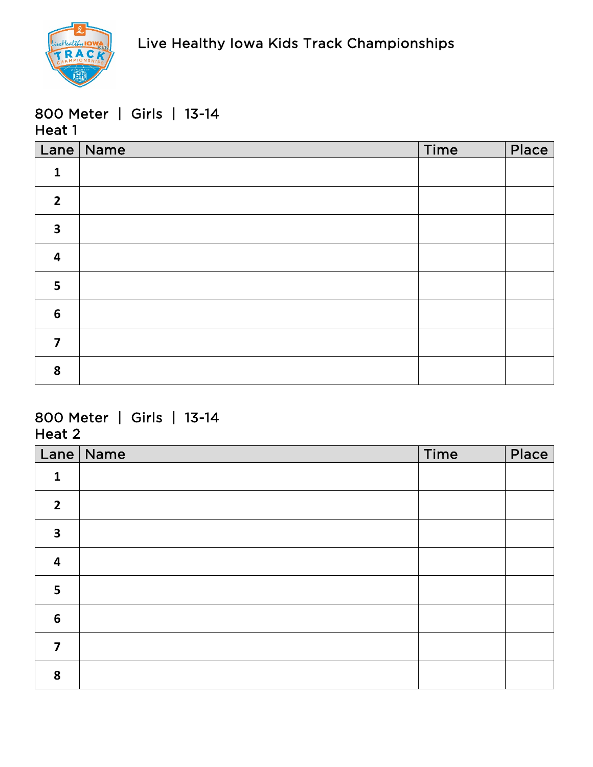Live Healthy Iowa Kids Track Championships

800 Meter | Girls | 13-14
Heat 1

| Lane | Name | Time | Place |
|---|---|---|---|
| 1 | | | |
| 2 | | | |
| 3 | | | |
| 4 | | | |
| 5 | | | |
| 6 | | | |
| 7 | | | |
| 8 | | | |

800 Meter | Girls | 13-14
Heat 2

| Lane | Name | Time | Place |
|---|---|---|---|
| 1 | | | |
| 2 | | | |
| 3 | | | |
| 4 | | | |
| 5 | | | |
| 6 | | | |
| 7 | | | |
| 8 | | | |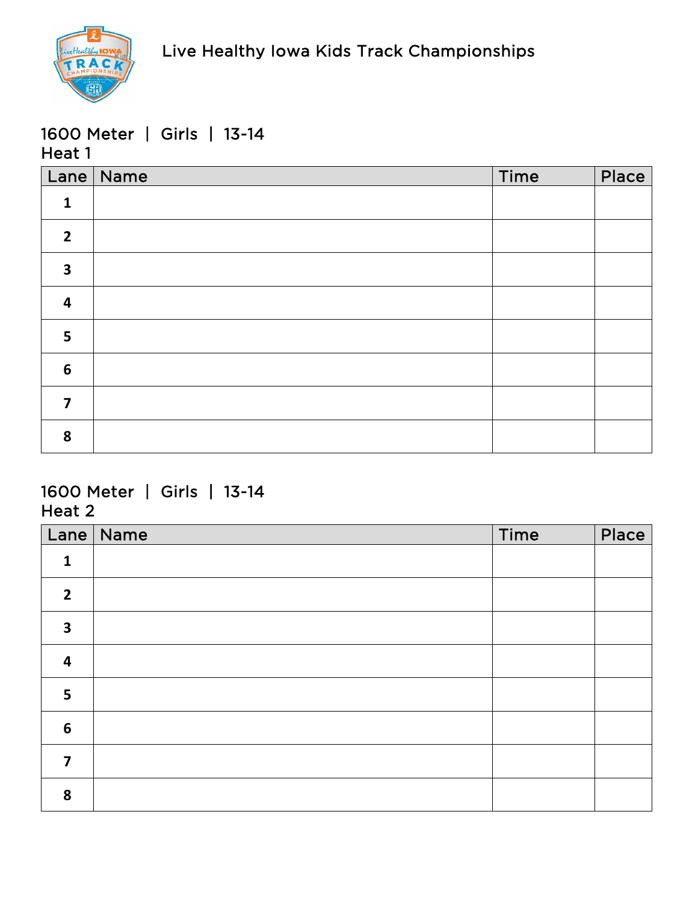Live Healthy Iowa Kids Track Championships

## 1600 Meter | Girls | 13-14
Heat 1

| Lane | Name | Time | Place |
|---|---|---|---|
| 1 | | | |
| 2 | | | |
| 3 | | | |
| 4 | | | |
| 5 | | | |
| 6 | | | |
| 7 | | | |
| 8 | | | |

## 1600 Meter | Girls | 13-14
Heat 2

| Lane | Name | Time | Place |
|---|---|---|---|
| 1 | | | |
| 2 | | | |
| 3 | | | |
| 4 | | | |
| 5 | | | |
| 6 | | | |
| 7 | | | |
| 8 | | | |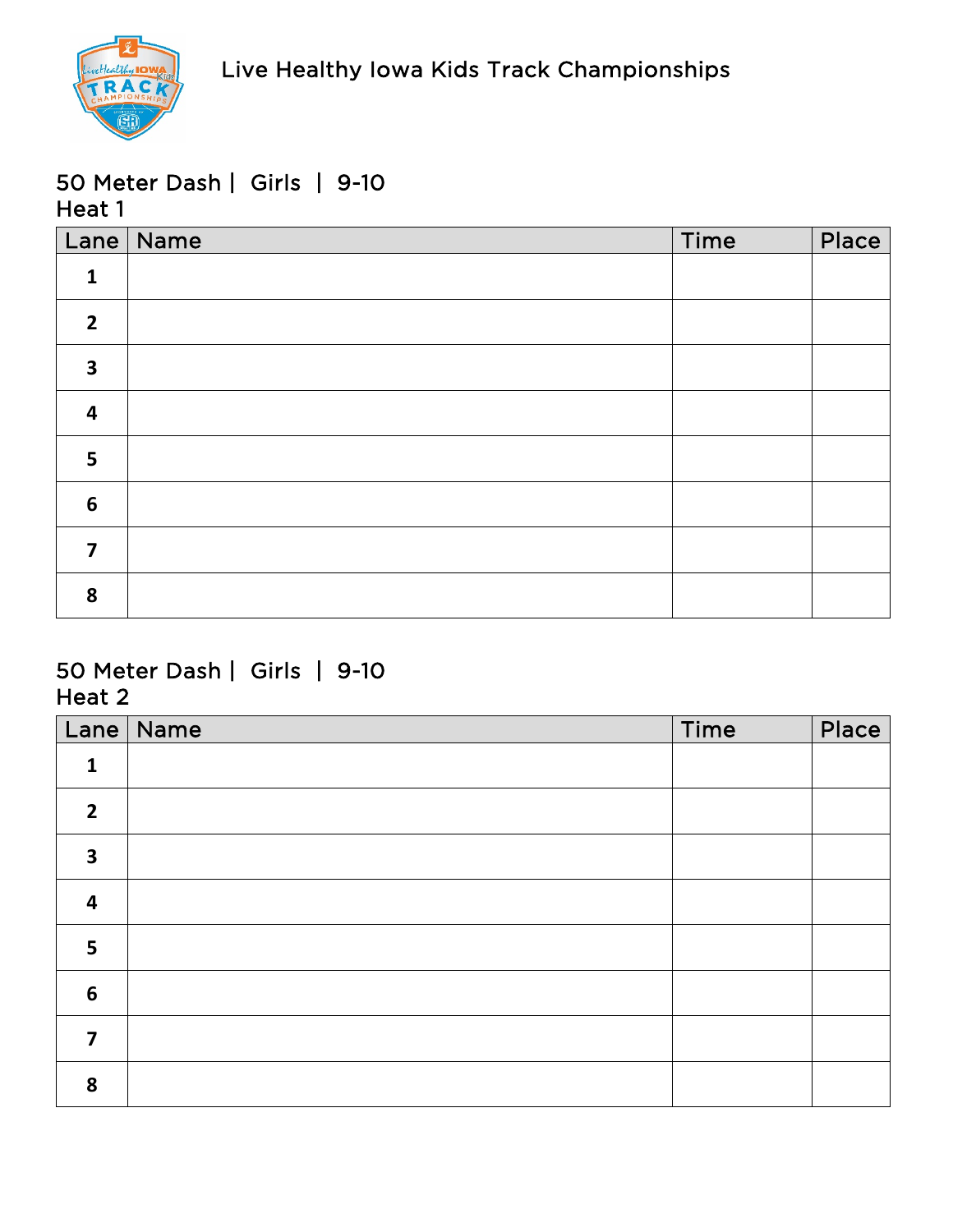Live Healthy Iowa Kids Track Championships

## 50 Meter Dash | Girls | 9-10

### Heat 1

| Lane | Name | Time | Place |
|---|---|---|---|
| 1 | | | |
| 2 | | | |
| 3 | | | |
| 4 | | | |
| 5 | | | |
| 6 | | | |
| 7 | | | |
| 8 | | | |

## 50 Meter Dash | Girls | 9-10

### Heat 2

| Lane | Name | Time | Place |
|---|---|---|---|
| 1 | | | |
| 2 | | | |
| 3 | | | |
| 4 | | | |
| 5 | | | |
| 6 | | | |
| 7 | | | |
| 8 | | | |